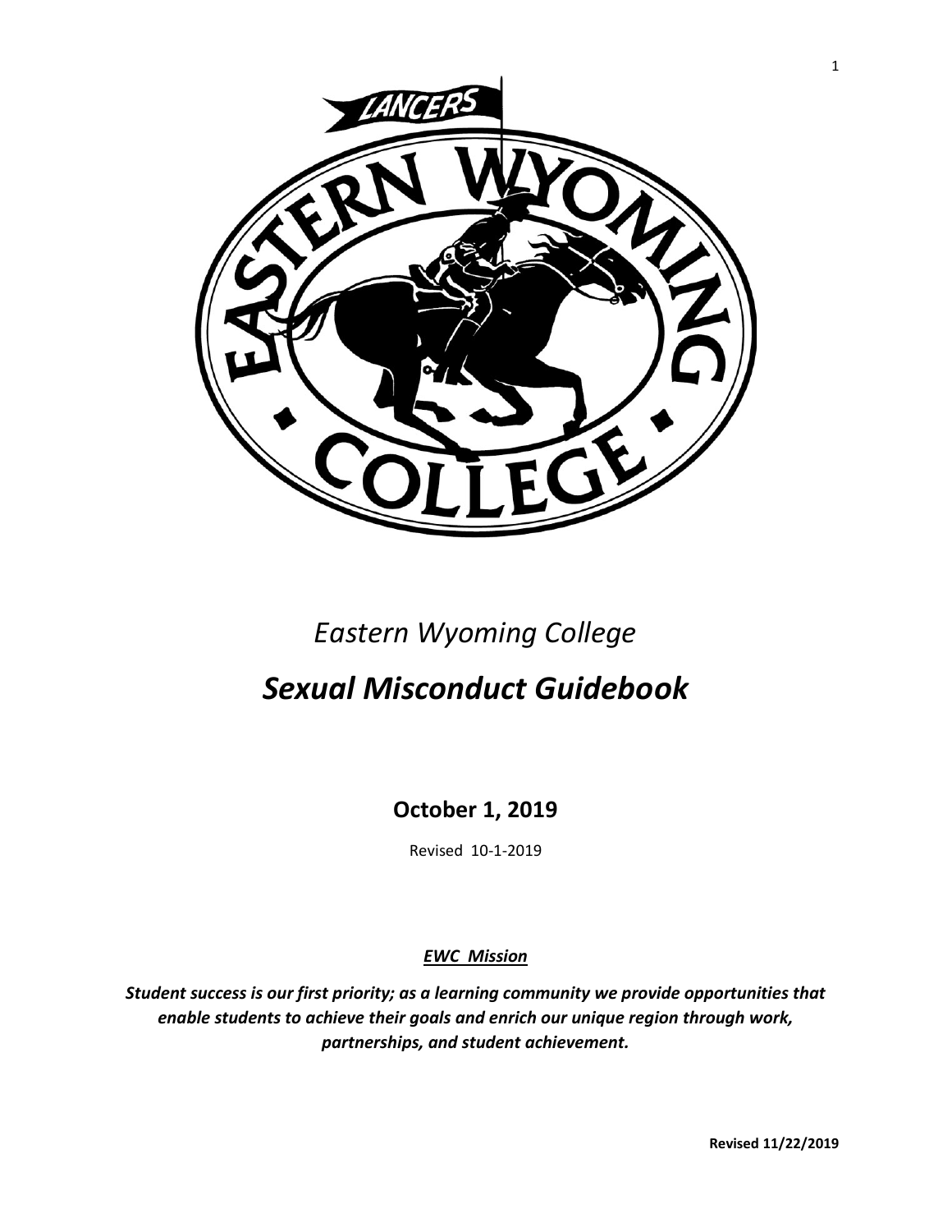*Eastern Wyoming College*

# *Sexual Misconduct Guidebook*

**October 1, 2019**

Revised 10-1-2019

***EWC Mission***

***Student success is our first priority; as a learning community we provide opportunities that enable students to achieve their goals and enrich our unique region through work, partnerships, and student achievement.***

**Revised 11/22/2019**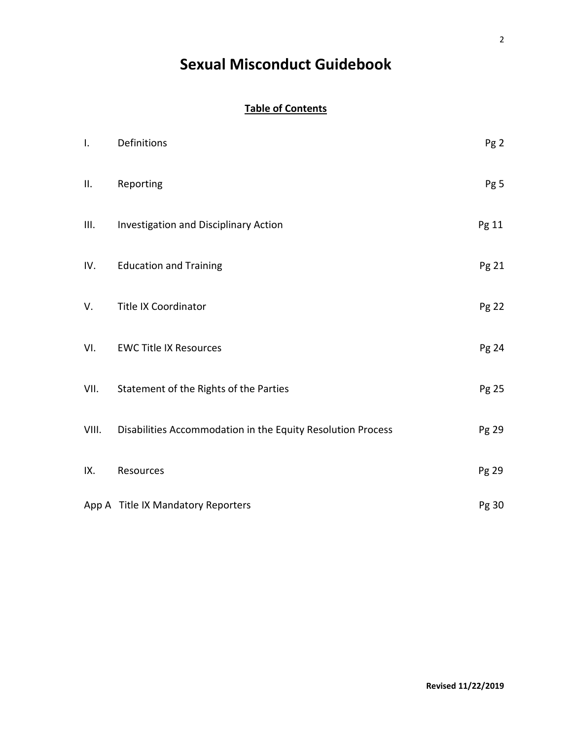# Sexual Misconduct Guidebook

## Table of Contents

| | | |
|---|---|---|
| I. | Definitions | Pg 2 |
| II. | Reporting | Pg 5 |
| III. | Investigation and Disciplinary Action | Pg 11 |
| IV. | Education and Training | Pg 21 |
| V. | Title IX Coordinator | Pg 22 |
| VI. | EWC Title IX Resources | Pg 24 |
| VII. | Statement of the Rights of the Parties | Pg 25 |
| VIII. | Disabilities Accommodation in the Equity Resolution Process | Pg 29 |
| IX. | Resources | Pg 29 |
| App A | Title IX Mandatory Reporters | Pg 30 |

**Revised 11/22/2019**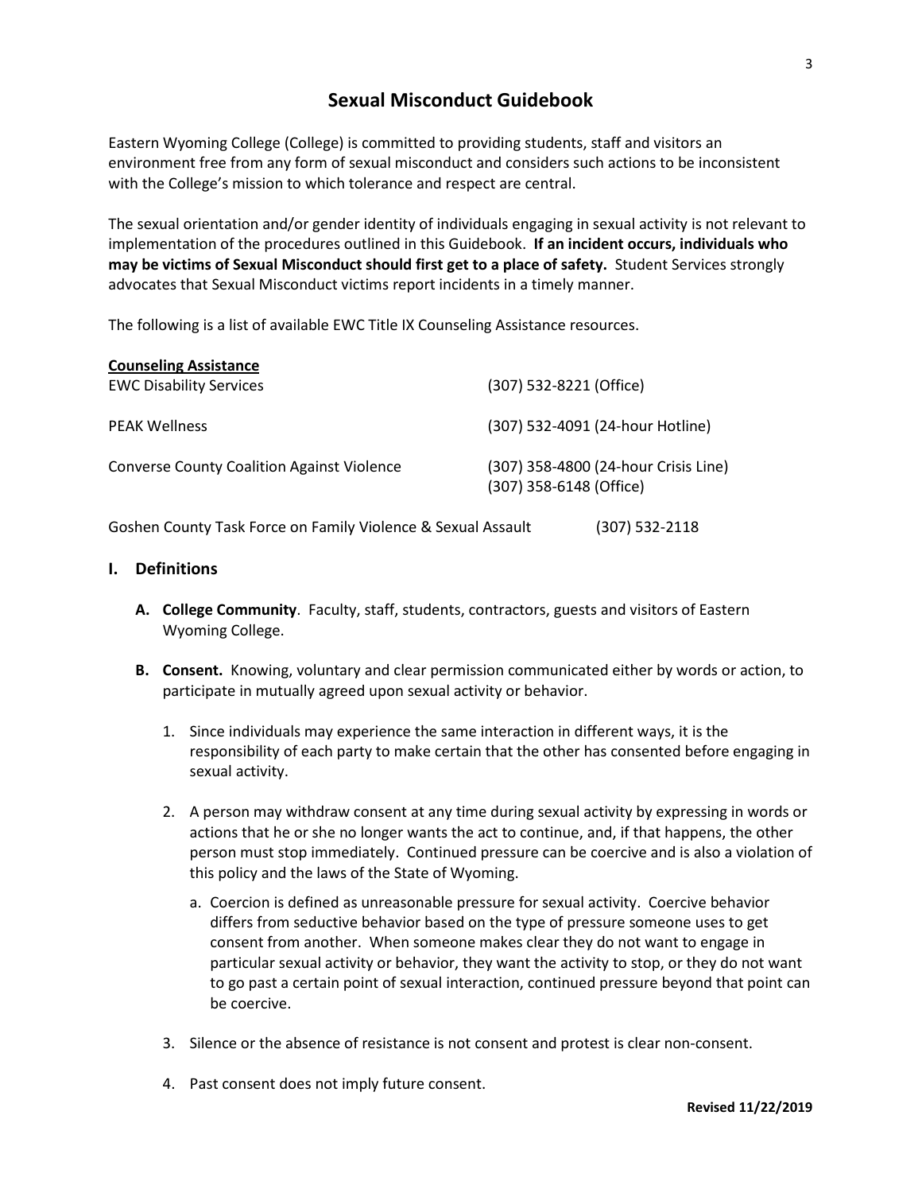# Sexual Misconduct Guidebook

Eastern Wyoming College (College) is committed to providing students, staff and visitors an environment free from any form of sexual misconduct and considers such actions to be inconsistent with the College's mission to which tolerance and respect are central.

The sexual orientation and/or gender identity of individuals engaging in sexual activity is not relevant to implementation of the procedures outlined in this Guidebook. **If an incident occurs, individuals who may be victims of Sexual Misconduct should first get to a place of safety.** Student Services strongly advocates that Sexual Misconduct victims report incidents in a timely manner.

The following is a list of available EWC Title IX Counseling Assistance resources.

**Counseling Assistance**

| | |
|---|---|
| EWC Disability Services | (307) 532-8221 (Office) |
| PEAK Wellness | (307) 532-4091 (24-hour Hotline) |
| Converse County Coalition Against Violence | (307) 358-4800 (24-hour Crisis Line)<br>(307) 358-6148 (Office) |
| Goshen County Task Force on Family Violence & Sexual Assault | (307) 532-2118 |

## I. Definitions

**A. College Community**. Faculty, staff, students, contractors, guests and visitors of Eastern Wyoming College.

**B. Consent.** Knowing, voluntary and clear permission communicated either by words or action, to participate in mutually agreed upon sexual activity or behavior.

1. Since individuals may experience the same interaction in different ways, it is the responsibility of each party to make certain that the other has consented before engaging in sexual activity.

2. A person may withdraw consent at any time during sexual activity by expressing in words or actions that he or she no longer wants the act to continue, and, if that happens, the other person must stop immediately. Continued pressure can be coercive and is also a violation of this policy and the laws of the State of Wyoming.

   a. Coercion is defined as unreasonable pressure for sexual activity. Coercive behavior differs from seductive behavior based on the type of pressure someone uses to get consent from another. When someone makes clear they do not want to engage in particular sexual activity or behavior, they want the activity to stop, or they do not want to go past a certain point of sexual interaction, continued pressure beyond that point can be coercive.

3. Silence or the absence of resistance is not consent and protest is clear non-consent.

4. Past consent does not imply future consent.

**Revised 11/22/2019**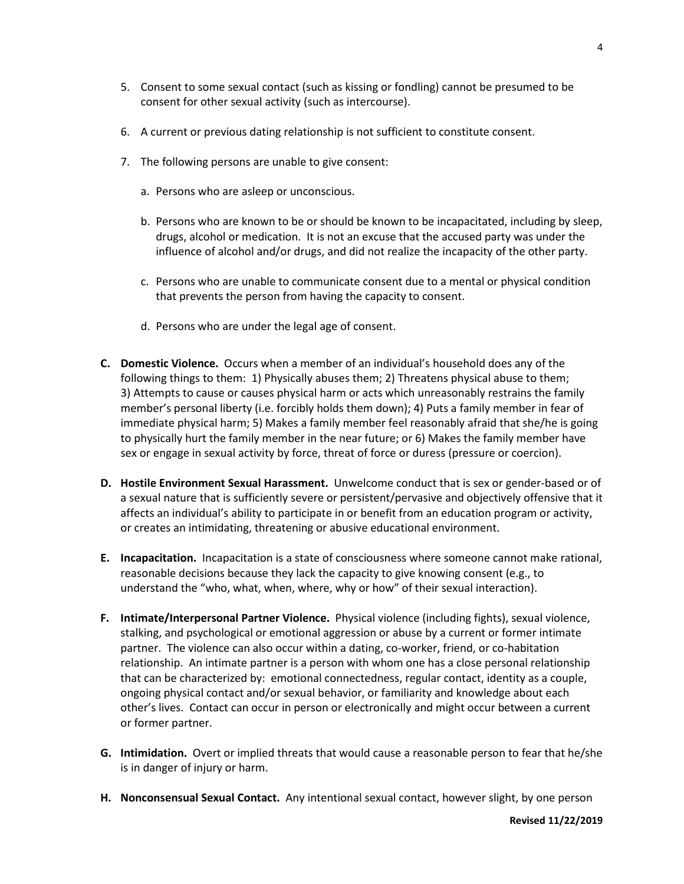5. Consent to some sexual contact (such as kissing or fondling) cannot be presumed to be consent for other sexual activity (such as intercourse).

6. A current or previous dating relationship is not sufficient to constitute consent.

7. The following persons are unable to give consent:

   a. Persons who are asleep or unconscious.

   b. Persons who are known to be or should be known to be incapacitated, including by sleep, drugs, alcohol or medication. It is not an excuse that the accused party was under the influence of alcohol and/or drugs, and did not realize the incapacity of the other party.

   c. Persons who are unable to communicate consent due to a mental or physical condition that prevents the person from having the capacity to consent.

   d. Persons who are under the legal age of consent.

**C. Domestic Violence.** Occurs when a member of an individual's household does any of the following things to them: 1) Physically abuses them; 2) Threatens physical abuse to them; 3) Attempts to cause or causes physical harm or acts which unreasonably restrains the family member's personal liberty (i.e. forcibly holds them down); 4) Puts a family member in fear of immediate physical harm; 5) Makes a family member feel reasonably afraid that she/he is going to physically hurt the family member in the near future; or 6) Makes the family member have sex or engage in sexual activity by force, threat of force or duress (pressure or coercion).

**D. Hostile Environment Sexual Harassment.** Unwelcome conduct that is sex or gender-based or of a sexual nature that is sufficiently severe or persistent/pervasive and objectively offensive that it affects an individual's ability to participate in or benefit from an education program or activity, or creates an intimidating, threatening or abusive educational environment.

**E. Incapacitation.** Incapacitation is a state of consciousness where someone cannot make rational, reasonable decisions because they lack the capacity to give knowing consent (e.g., to understand the "who, what, when, where, why or how" of their sexual interaction).

**F. Intimate/Interpersonal Partner Violence.** Physical violence (including fights), sexual violence, stalking, and psychological or emotional aggression or abuse by a current or former intimate partner. The violence can also occur within a dating, co-worker, friend, or co-habitation relationship. An intimate partner is a person with whom one has a close personal relationship that can be characterized by: emotional connectedness, regular contact, identity as a couple, ongoing physical contact and/or sexual behavior, or familiarity and knowledge about each other's lives. Contact can occur in person or electronically and might occur between a current or former partner.

**G. Intimidation.** Overt or implied threats that would cause a reasonable person to fear that he/she is in danger of injury or harm.

**H. Nonconsensual Sexual Contact.** Any intentional sexual contact, however slight, by one person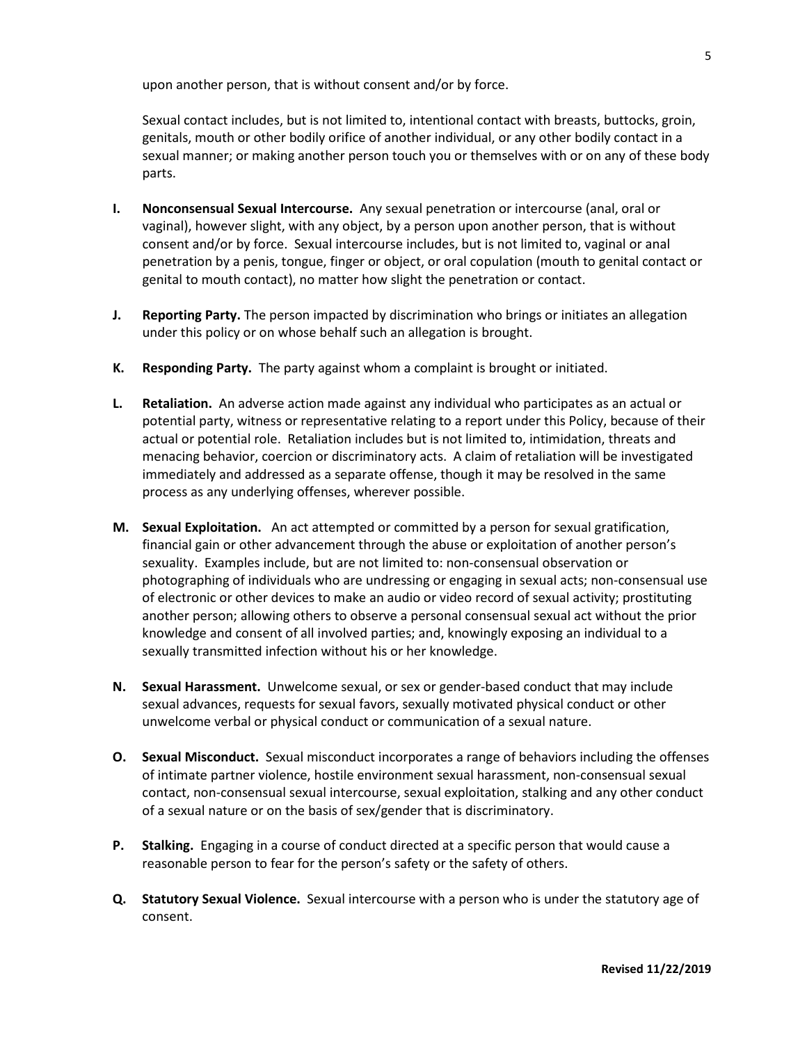upon another person, that is without consent and/or by force.

Sexual contact includes, but is not limited to, intentional contact with breasts, buttocks, groin, genitals, mouth or other bodily orifice of another individual, or any other bodily contact in a sexual manner; or making another person touch you or themselves with or on any of these body parts.

**I. Nonconsensual Sexual Intercourse.** Any sexual penetration or intercourse (anal, oral or vaginal), however slight, with any object, by a person upon another person, that is without consent and/or by force. Sexual intercourse includes, but is not limited to, vaginal or anal penetration by a penis, tongue, finger or object, or oral copulation (mouth to genital contact or genital to mouth contact), no matter how slight the penetration or contact.

**J. Reporting Party.** The person impacted by discrimination who brings or initiates an allegation under this policy or on whose behalf such an allegation is brought.

**K. Responding Party.** The party against whom a complaint is brought or initiated.

**L. Retaliation.** An adverse action made against any individual who participates as an actual or potential party, witness or representative relating to a report under this Policy, because of their actual or potential role. Retaliation includes but is not limited to, intimidation, threats and menacing behavior, coercion or discriminatory acts. A claim of retaliation will be investigated immediately and addressed as a separate offense, though it may be resolved in the same process as any underlying offenses, wherever possible.

**M. Sexual Exploitation.** An act attempted or committed by a person for sexual gratification, financial gain or other advancement through the abuse or exploitation of another person's sexuality. Examples include, but are not limited to: non-consensual observation or photographing of individuals who are undressing or engaging in sexual acts; non-consensual use of electronic or other devices to make an audio or video record of sexual activity; prostituting another person; allowing others to observe a personal consensual sexual act without the prior knowledge and consent of all involved parties; and, knowingly exposing an individual to a sexually transmitted infection without his or her knowledge.

**N. Sexual Harassment.** Unwelcome sexual, or sex or gender-based conduct that may include sexual advances, requests for sexual favors, sexually motivated physical conduct or other unwelcome verbal or physical conduct or communication of a sexual nature.

**O. Sexual Misconduct.** Sexual misconduct incorporates a range of behaviors including the offenses of intimate partner violence, hostile environment sexual harassment, non-consensual sexual contact, non-consensual sexual intercourse, sexual exploitation, stalking and any other conduct of a sexual nature or on the basis of sex/gender that is discriminatory.

**P. Stalking.** Engaging in a course of conduct directed at a specific person that would cause a reasonable person to fear for the person's safety or the safety of others.

**Q. Statutory Sexual Violence.** Sexual intercourse with a person who is under the statutory age of consent.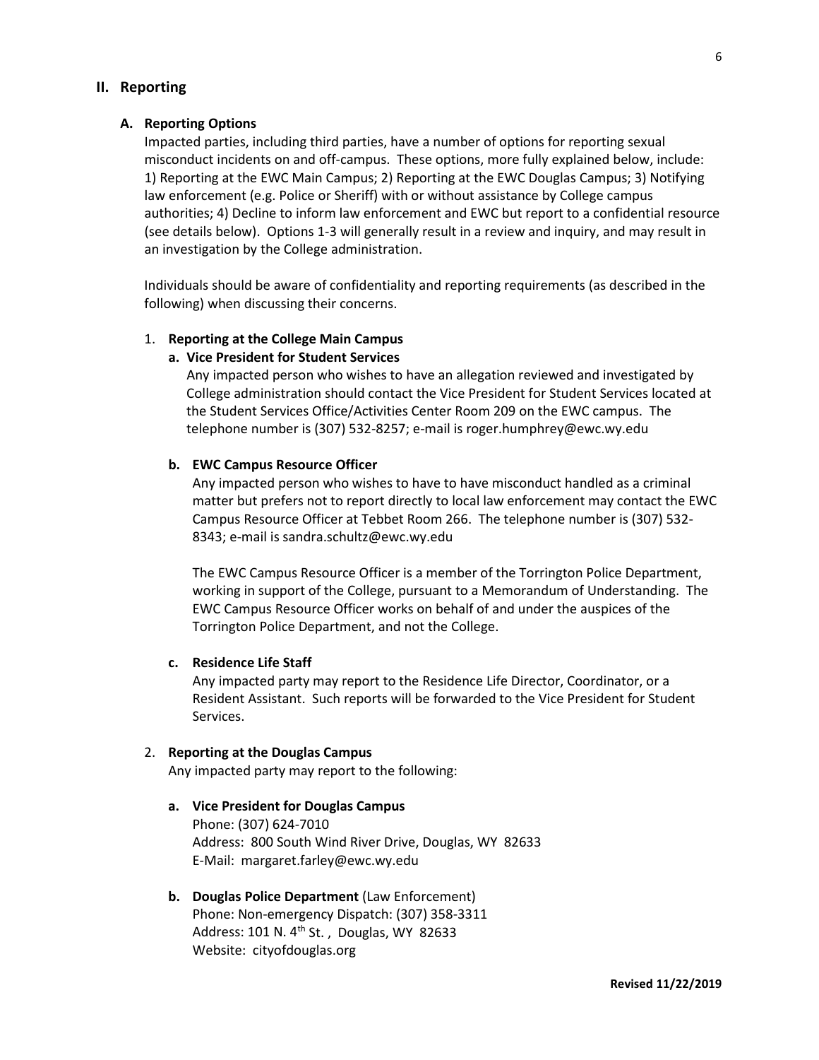## II. Reporting

### A. Reporting Options

Impacted parties, including third parties, have a number of options for reporting sexual misconduct incidents on and off-campus. These options, more fully explained below, include: 1) Reporting at the EWC Main Campus; 2) Reporting at the EWC Douglas Campus; 3) Notifying law enforcement (e.g. Police or Sheriff) with or without assistance by College campus authorities; 4) Decline to inform law enforcement and EWC but report to a confidential resource (see details below). Options 1-3 will generally result in a review and inquiry, and may result in an investigation by the College administration.

Individuals should be aware of confidentiality and reporting requirements (as described in the following) when discussing their concerns.

1. **Reporting at the College Main Campus**

   **a. Vice President for Student Services**

   Any impacted person who wishes to have an allegation reviewed and investigated by College administration should contact the Vice President for Student Services located at the Student Services Office/Activities Center Room 209 on the EWC campus. The telephone number is (307) 532-8257; e-mail is roger.humphrey@ewc.wy.edu

   **b. EWC Campus Resource Officer**

   Any impacted person who wishes to have to have misconduct handled as a criminal matter but prefers not to report directly to local law enforcement may contact the EWC Campus Resource Officer at Tebbet Room 266. The telephone number is (307) 532-8343; e-mail is sandra.schultz@ewc.wy.edu

   The EWC Campus Resource Officer is a member of the Torrington Police Department, working in support of the College, pursuant to a Memorandum of Understanding. The EWC Campus Resource Officer works on behalf of and under the auspices of the Torrington Police Department, and not the College.

   **c. Residence Life Staff**

   Any impacted party may report to the Residence Life Director, Coordinator, or a Resident Assistant. Such reports will be forwarded to the Vice President for Student Services.

2. **Reporting at the Douglas Campus**

   Any impacted party may report to the following:

   **a. Vice President for Douglas Campus**
   Phone: (307) 624-7010
   Address: 800 South Wind River Drive, Douglas, WY 82633
   E-Mail: margaret.farley@ewc.wy.edu

   **b. Douglas Police Department** (Law Enforcement)
   Phone: Non-emergency Dispatch: (307) 358-3311
   Address: 101 N. 4th St. , Douglas, WY 82633
   Website: cityofdouglas.org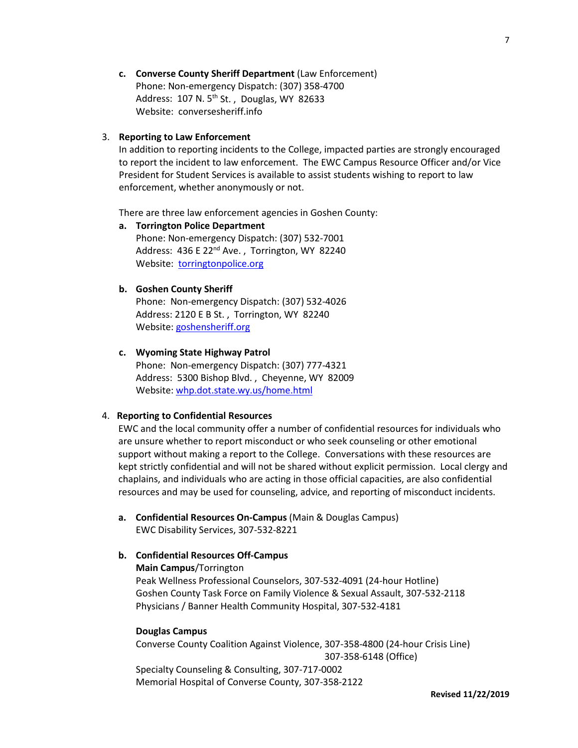c. **Converse County Sheriff Department** (Law Enforcement)
   Phone: Non-emergency Dispatch: (307) 358-4700
   Address: 107 N. 5th St. , Douglas, WY 82633
   Website: conversesheriff.info

3. **Reporting to Law Enforcement**

   In addition to reporting incidents to the College, impacted parties are strongly encouraged to report the incident to law enforcement. The EWC Campus Resource Officer and/or Vice President for Student Services is available to assist students wishing to report to law enforcement, whether anonymously or not.

   There are three law enforcement agencies in Goshen County:

   a. **Torrington Police Department**
      Phone: Non-emergency Dispatch: (307) 532-7001
      Address: 436 E 22nd Ave. , Torrington, WY 82240
      Website: torringtonpolice.org

   b. **Goshen County Sheriff**
      Phone: Non-emergency Dispatch: (307) 532-4026
      Address: 2120 E B St. , Torrington, WY 82240
      Website: goshensheriff.org

   c. **Wyoming State Highway Patrol**
      Phone: Non-emergency Dispatch: (307) 777-4321
      Address: 5300 Bishop Blvd. , Cheyenne, WY 82009
      Website: whp.dot.state.wy.us/home.html

4. **Reporting to Confidential Resources**

   EWC and the local community offer a number of confidential resources for individuals who are unsure whether to report misconduct or who seek counseling or other emotional support without making a report to the College. Conversations with these resources are kept strictly confidential and will not be shared without explicit permission. Local clergy and chaplains, and individuals who are acting in those official capacities, are also confidential resources and may be used for counseling, advice, and reporting of misconduct incidents.

   a. **Confidential Resources On-Campus** (Main & Douglas Campus)
      EWC Disability Services, 307-532-8221

   b. **Confidential Resources Off-Campus**

      **Main Campus**/Torrington
      Peak Wellness Professional Counselors, 307-532-4091 (24-hour Hotline)
      Goshen County Task Force on Family Violence & Sexual Assault, 307-532-2118
      Physicians / Banner Health Community Hospital, 307-532-4181

      **Douglas Campus**
      Converse County Coalition Against Violence, 307-358-4800 (24-hour Crisis Line)
      307-358-6148 (Office)
      Specialty Counseling & Consulting, 307-717-0002
      Memorial Hospital of Converse County, 307-358-2122

Revised 11/22/2019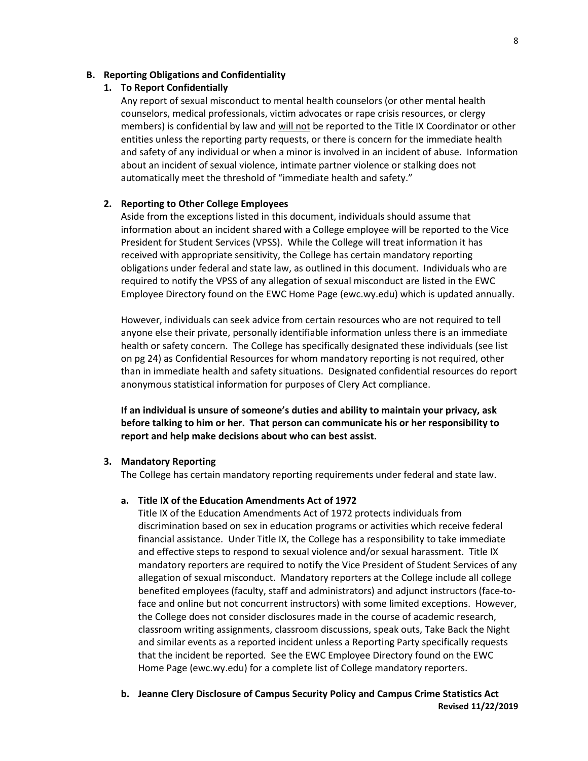## B. Reporting Obligations and Confidentiality

### 1. To Report Confidentially

Any report of sexual misconduct to mental health counselors (or other mental health counselors, medical professionals, victim advocates or rape crisis resources, or clergy members) is confidential by law and <u>will not</u> be reported to the Title IX Coordinator or other entities unless the reporting party requests, or there is concern for the immediate health and safety of any individual or when a minor is involved in an incident of abuse. Information about an incident of sexual violence, intimate partner violence or stalking does not automatically meet the threshold of "immediate health and safety."

### 2. Reporting to Other College Employees

Aside from the exceptions listed in this document, individuals should assume that information about an incident shared with a College employee will be reported to the Vice President for Student Services (VPSS). While the College will treat information it has received with appropriate sensitivity, the College has certain mandatory reporting obligations under federal and state law, as outlined in this document. Individuals who are required to notify the VPSS of any allegation of sexual misconduct are listed in the EWC Employee Directory found on the EWC Home Page (ewc.wy.edu) which is updated annually.

However, individuals can seek advice from certain resources who are not required to tell anyone else their private, personally identifiable information unless there is an immediate health or safety concern. The College has specifically designated these individuals (see list on pg 24) as Confidential Resources for whom mandatory reporting is not required, other than in immediate health and safety situations. Designated confidential resources do report anonymous statistical information for purposes of Clery Act compliance.

**If an individual is unsure of someone's duties and ability to maintain your privacy, ask before talking to him or her. That person can communicate his or her responsibility to report and help make decisions about who can best assist.**

### 3. Mandatory Reporting

The College has certain mandatory reporting requirements under federal and state law.

#### a. Title IX of the Education Amendments Act of 1972

Title IX of the Education Amendments Act of 1972 protects individuals from discrimination based on sex in education programs or activities which receive federal financial assistance. Under Title IX, the College has a responsibility to take immediate and effective steps to respond to sexual violence and/or sexual harassment. Title IX mandatory reporters are required to notify the Vice President of Student Services of any allegation of sexual misconduct. Mandatory reporters at the College include all college benefited employees (faculty, staff and administrators) and adjunct instructors (face-to-face and online but not concurrent instructors) with some limited exceptions. However, the College does not consider disclosures made in the course of academic research, classroom writing assignments, classroom discussions, speak outs, Take Back the Night and similar events as a reported incident unless a Reporting Party specifically requests that the incident be reported. See the EWC Employee Directory found on the EWC Home Page (ewc.wy.edu) for a complete list of College mandatory reporters.

#### b. Jeanne Clery Disclosure of Campus Security Policy and Campus Crime Statistics Act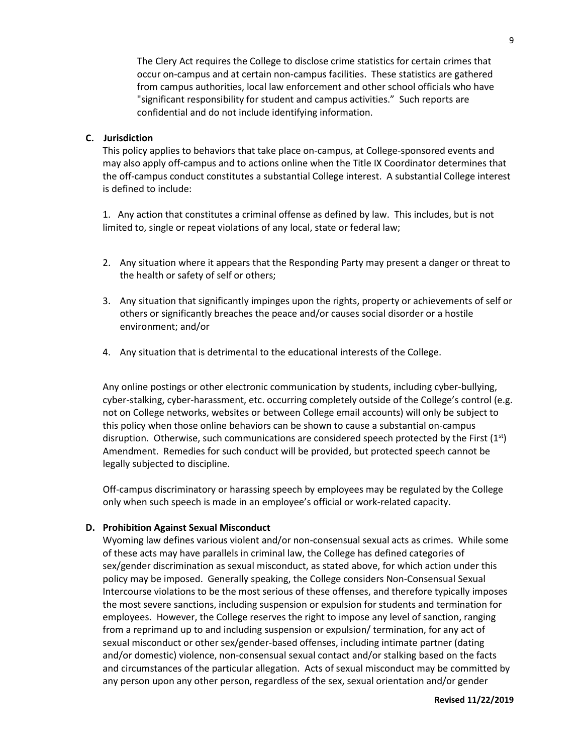The Clery Act requires the College to disclose crime statistics for certain crimes that occur on-campus and at certain non-campus facilities. These statistics are gathered from campus authorities, local law enforcement and other school officials who have "significant responsibility for student and campus activities." Such reports are confidential and do not include identifying information.

### C. Jurisdiction

This policy applies to behaviors that take place on-campus, at College-sponsored events and may also apply off-campus and to actions online when the Title IX Coordinator determines that the off-campus conduct constitutes a substantial College interest. A substantial College interest is defined to include:

1. Any action that constitutes a criminal offense as defined by law. This includes, but is not limited to, single or repeat violations of any local, state or federal law;
2. Any situation where it appears that the Responding Party may present a danger or threat to the health or safety of self or others;
3. Any situation that significantly impinges upon the rights, property or achievements of self or others or significantly breaches the peace and/or causes social disorder or a hostile environment; and/or
4. Any situation that is detrimental to the educational interests of the College.

Any online postings or other electronic communication by students, including cyber-bullying, cyber-stalking, cyber-harassment, etc. occurring completely outside of the College's control (e.g. not on College networks, websites or between College email accounts) will only be subject to this policy when those online behaviors can be shown to cause a substantial on-campus disruption. Otherwise, such communications are considered speech protected by the First (1st) Amendment. Remedies for such conduct will be provided, but protected speech cannot be legally subjected to discipline.

Off-campus discriminatory or harassing speech by employees may be regulated by the College only when such speech is made in an employee's official or work-related capacity.

### D. Prohibition Against Sexual Misconduct

Wyoming law defines various violent and/or non-consensual sexual acts as crimes. While some of these acts may have parallels in criminal law, the College has defined categories of sex/gender discrimination as sexual misconduct, as stated above, for which action under this policy may be imposed. Generally speaking, the College considers Non-Consensual Sexual Intercourse violations to be the most serious of these offenses, and therefore typically imposes the most severe sanctions, including suspension or expulsion for students and termination for employees. However, the College reserves the right to impose any level of sanction, ranging from a reprimand up to and including suspension or expulsion/ termination, for any act of sexual misconduct or other sex/gender-based offenses, including intimate partner (dating and/or domestic) violence, non-consensual sexual contact and/or stalking based on the facts and circumstances of the particular allegation. Acts of sexual misconduct may be committed by any person upon any other person, regardless of the sex, sexual orientation and/or gender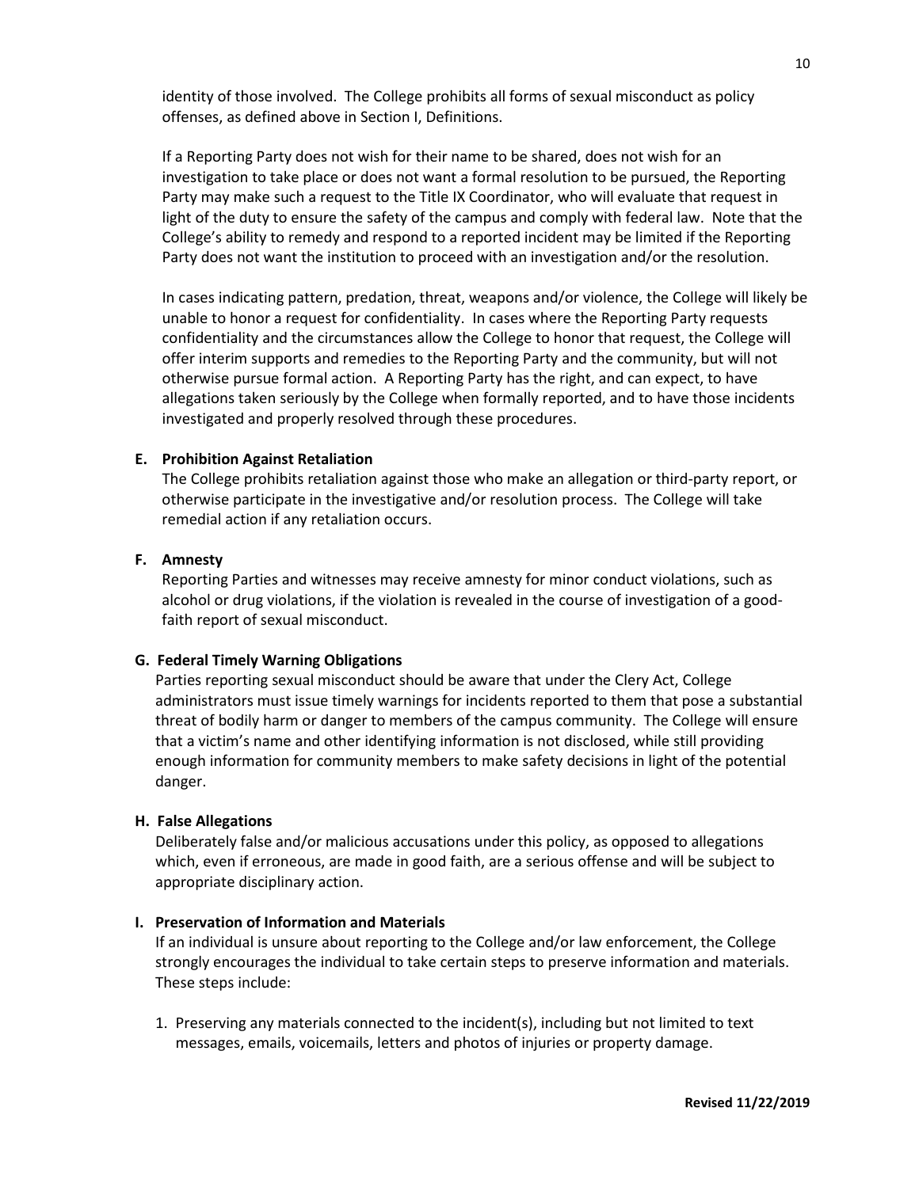identity of those involved. The College prohibits all forms of sexual misconduct as policy offenses, as defined above in Section I, Definitions.

If a Reporting Party does not wish for their name to be shared, does not wish for an investigation to take place or does not want a formal resolution to be pursued, the Reporting Party may make such a request to the Title IX Coordinator, who will evaluate that request in light of the duty to ensure the safety of the campus and comply with federal law. Note that the College's ability to remedy and respond to a reported incident may be limited if the Reporting Party does not want the institution to proceed with an investigation and/or the resolution.

In cases indicating pattern, predation, threat, weapons and/or violence, the College will likely be unable to honor a request for confidentiality. In cases where the Reporting Party requests confidentiality and the circumstances allow the College to honor that request, the College will offer interim supports and remedies to the Reporting Party and the community, but will not otherwise pursue formal action. A Reporting Party has the right, and can expect, to have allegations taken seriously by the College when formally reported, and to have those incidents investigated and properly resolved through these procedures.

**E. Prohibition Against Retaliation**

The College prohibits retaliation against those who make an allegation or third-party report, or otherwise participate in the investigative and/or resolution process. The College will take remedial action if any retaliation occurs.

**F. Amnesty**

Reporting Parties and witnesses may receive amnesty for minor conduct violations, such as alcohol or drug violations, if the violation is revealed in the course of investigation of a good-faith report of sexual misconduct.

**G. Federal Timely Warning Obligations**

Parties reporting sexual misconduct should be aware that under the Clery Act, College administrators must issue timely warnings for incidents reported to them that pose a substantial threat of bodily harm or danger to members of the campus community. The College will ensure that a victim's name and other identifying information is not disclosed, while still providing enough information for community members to make safety decisions in light of the potential danger.

**H. False Allegations**

Deliberately false and/or malicious accusations under this policy, as opposed to allegations which, even if erroneous, are made in good faith, are a serious offense and will be subject to appropriate disciplinary action.

**I. Preservation of Information and Materials**

If an individual is unsure about reporting to the College and/or law enforcement, the College strongly encourages the individual to take certain steps to preserve information and materials. These steps include:

1. Preserving any materials connected to the incident(s), including but not limited to text messages, emails, voicemails, letters and photos of injuries or property damage.

**Revised 11/22/2019**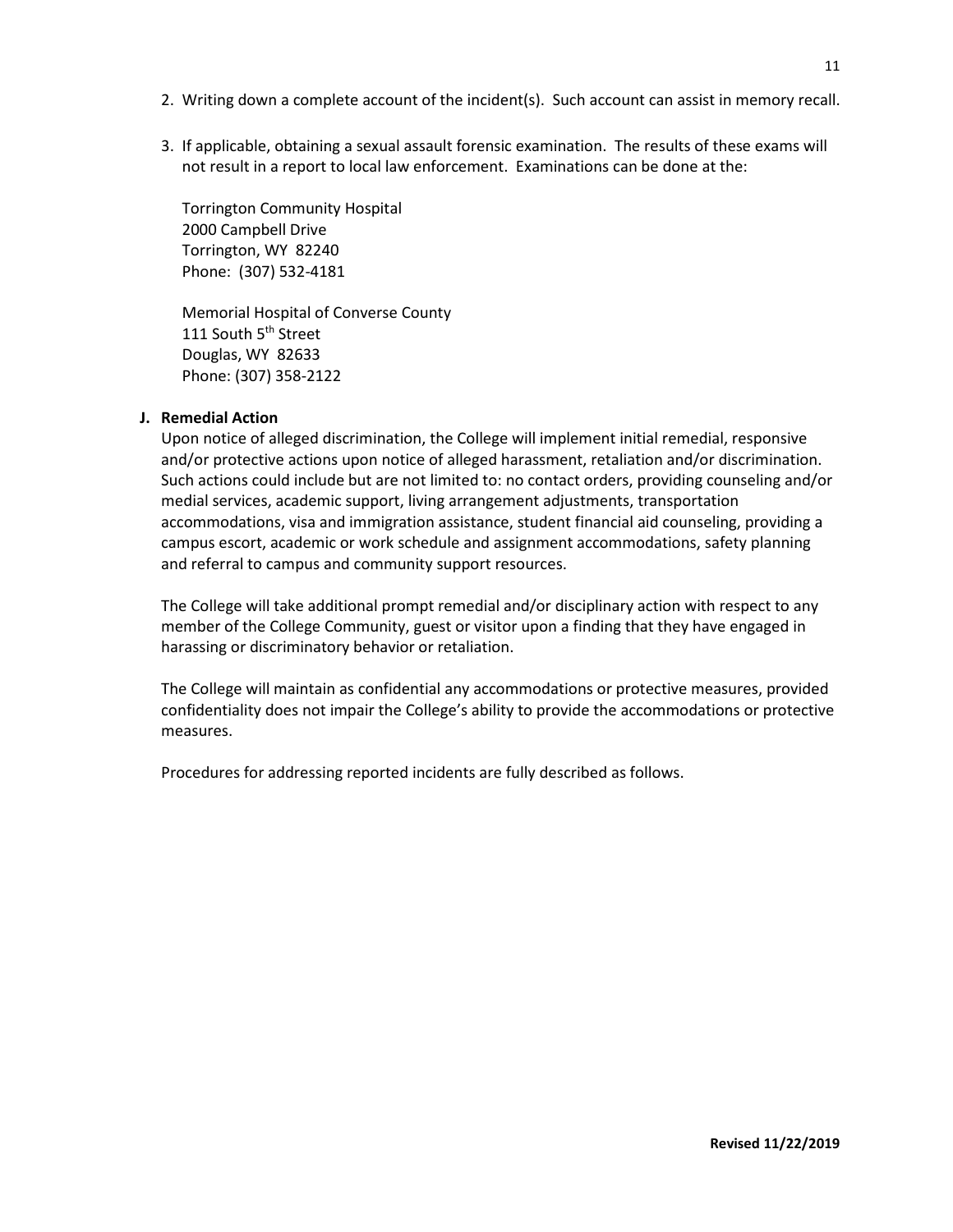2. Writing down a complete account of the incident(s). Such account can assist in memory recall.

3. If applicable, obtaining a sexual assault forensic examination. The results of these exams will not result in a report to local law enforcement. Examinations can be done at the:

   Torrington Community Hospital
   2000 Campbell Drive
   Torrington, WY 82240
   Phone: (307) 532-4181

   Memorial Hospital of Converse County
   111 South 5th Street
   Douglas, WY 82633
   Phone: (307) 358-2122

**J. Remedial Action**

Upon notice of alleged discrimination, the College will implement initial remedial, responsive and/or protective actions upon notice of alleged harassment, retaliation and/or discrimination. Such actions could include but are not limited to: no contact orders, providing counseling and/or medial services, academic support, living arrangement adjustments, transportation accommodations, visa and immigration assistance, student financial aid counseling, providing a campus escort, academic or work schedule and assignment accommodations, safety planning and referral to campus and community support resources.

The College will take additional prompt remedial and/or disciplinary action with respect to any member of the College Community, guest or visitor upon a finding that they have engaged in harassing or discriminatory behavior or retaliation.

The College will maintain as confidential any accommodations or protective measures, provided confidentiality does not impair the College's ability to provide the accommodations or protective measures.

Procedures for addressing reported incidents are fully described as follows.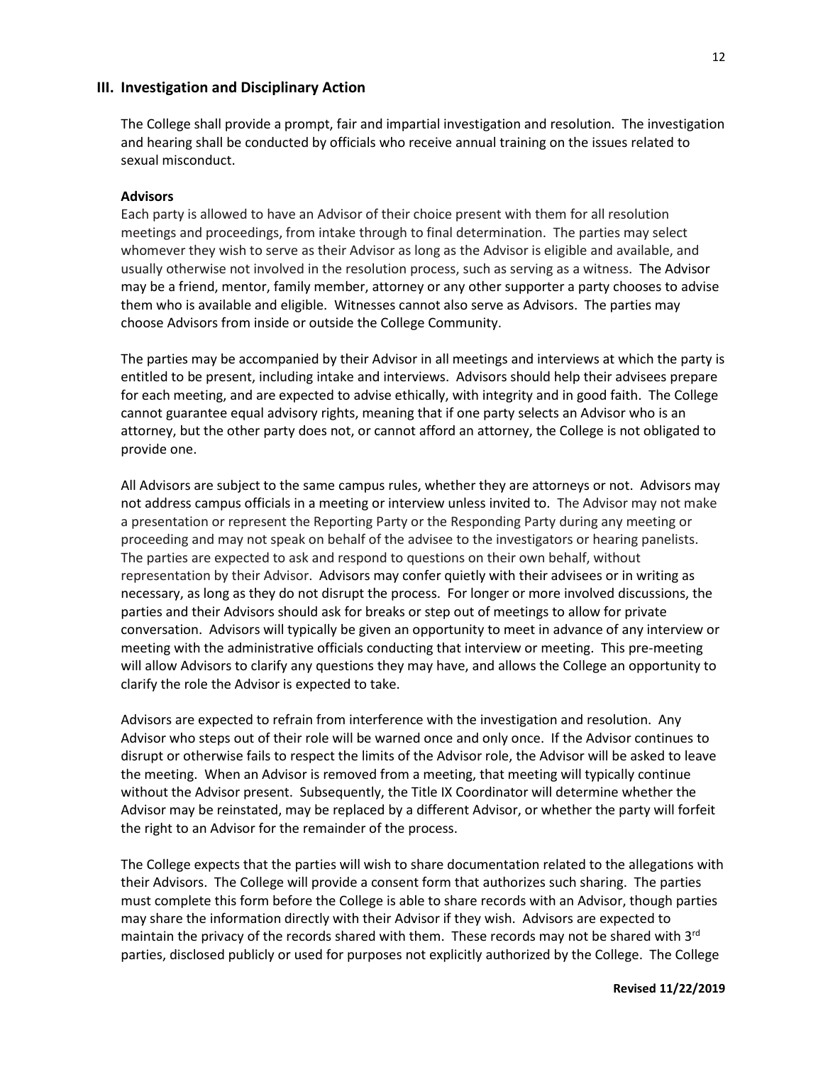## III. Investigation and Disciplinary Action

The College shall provide a prompt, fair and impartial investigation and resolution. The investigation and hearing shall be conducted by officials who receive annual training on the issues related to sexual misconduct.

### Advisors

Each party is allowed to have an Advisor of their choice present with them for all resolution meetings and proceedings, from intake through to final determination. The parties may select whomever they wish to serve as their Advisor as long as the Advisor is eligible and available, and usually otherwise not involved in the resolution process, such as serving as a witness. The Advisor may be a friend, mentor, family member, attorney or any other supporter a party chooses to advise them who is available and eligible. Witnesses cannot also serve as Advisors. The parties may choose Advisors from inside or outside the College Community.

The parties may be accompanied by their Advisor in all meetings and interviews at which the party is entitled to be present, including intake and interviews. Advisors should help their advisees prepare for each meeting, and are expected to advise ethically, with integrity and in good faith. The College cannot guarantee equal advisory rights, meaning that if one party selects an Advisor who is an attorney, but the other party does not, or cannot afford an attorney, the College is not obligated to provide one.

All Advisors are subject to the same campus rules, whether they are attorneys or not. Advisors may not address campus officials in a meeting or interview unless invited to. The Advisor may not make a presentation or represent the Reporting Party or the Responding Party during any meeting or proceeding and may not speak on behalf of the advisee to the investigators or hearing panelists. The parties are expected to ask and respond to questions on their own behalf, without representation by their Advisor. Advisors may confer quietly with their advisees or in writing as necessary, as long as they do not disrupt the process. For longer or more involved discussions, the parties and their Advisors should ask for breaks or step out of meetings to allow for private conversation. Advisors will typically be given an opportunity to meet in advance of any interview or meeting with the administrative officials conducting that interview or meeting. This pre-meeting will allow Advisors to clarify any questions they may have, and allows the College an opportunity to clarify the role the Advisor is expected to take.

Advisors are expected to refrain from interference with the investigation and resolution. Any Advisor who steps out of their role will be warned once and only once. If the Advisor continues to disrupt or otherwise fails to respect the limits of the Advisor role, the Advisor will be asked to leave the meeting. When an Advisor is removed from a meeting, that meeting will typically continue without the Advisor present. Subsequently, the Title IX Coordinator will determine whether the Advisor may be reinstated, may be replaced by a different Advisor, or whether the party will forfeit the right to an Advisor for the remainder of the process.

The College expects that the parties will wish to share documentation related to the allegations with their Advisors. The College will provide a consent form that authorizes such sharing. The parties must complete this form before the College is able to share records with an Advisor, though parties may share the information directly with their Advisor if they wish. Advisors are expected to maintain the privacy of the records shared with them. These records may not be shared with 3rd parties, disclosed publicly or used for purposes not explicitly authorized by the College. The College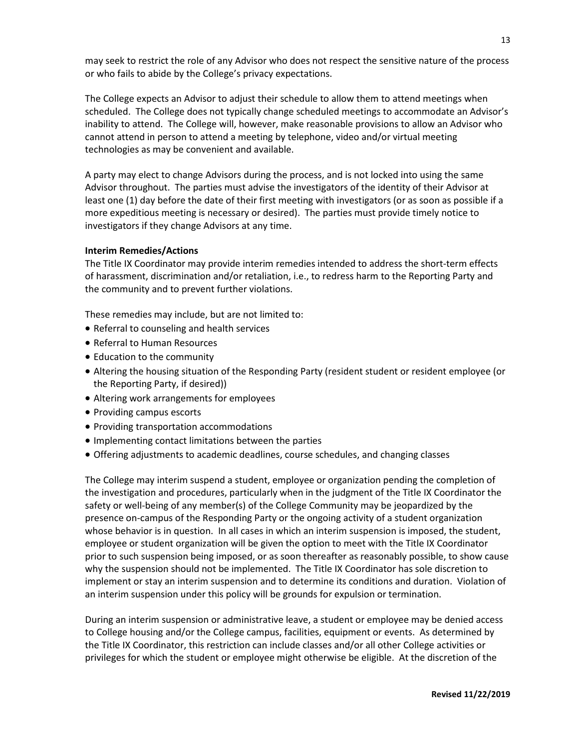may seek to restrict the role of any Advisor who does not respect the sensitive nature of the process or who fails to abide by the College's privacy expectations.

The College expects an Advisor to adjust their schedule to allow them to attend meetings when scheduled. The College does not typically change scheduled meetings to accommodate an Advisor's inability to attend. The College will, however, make reasonable provisions to allow an Advisor who cannot attend in person to attend a meeting by telephone, video and/or virtual meeting technologies as may be convenient and available.

A party may elect to change Advisors during the process, and is not locked into using the same Advisor throughout. The parties must advise the investigators of the identity of their Advisor at least one (1) day before the date of their first meeting with investigators (or as soon as possible if a more expeditious meeting is necessary or desired). The parties must provide timely notice to investigators if they change Advisors at any time.

**Interim Remedies/Actions**

The Title IX Coordinator may provide interim remedies intended to address the short-term effects of harassment, discrimination and/or retaliation, i.e., to redress harm to the Reporting Party and the community and to prevent further violations.

These remedies may include, but are not limited to:

- Referral to counseling and health services
- Referral to Human Resources
- Education to the community
- Altering the housing situation of the Responding Party (resident student or resident employee (or the Reporting Party, if desired))
- Altering work arrangements for employees
- Providing campus escorts
- Providing transportation accommodations
- Implementing contact limitations between the parties
- Offering adjustments to academic deadlines, course schedules, and changing classes

The College may interim suspend a student, employee or organization pending the completion of the investigation and procedures, particularly when in the judgment of the Title IX Coordinator the safety or well-being of any member(s) of the College Community may be jeopardized by the presence on-campus of the Responding Party or the ongoing activity of a student organization whose behavior is in question. In all cases in which an interim suspension is imposed, the student, employee or student organization will be given the option to meet with the Title IX Coordinator prior to such suspension being imposed, or as soon thereafter as reasonably possible, to show cause why the suspension should not be implemented. The Title IX Coordinator has sole discretion to implement or stay an interim suspension and to determine its conditions and duration. Violation of an interim suspension under this policy will be grounds for expulsion or termination.

During an interim suspension or administrative leave, a student or employee may be denied access to College housing and/or the College campus, facilities, equipment or events. As determined by the Title IX Coordinator, this restriction can include classes and/or all other College activities or privileges for which the student or employee might otherwise be eligible. At the discretion of the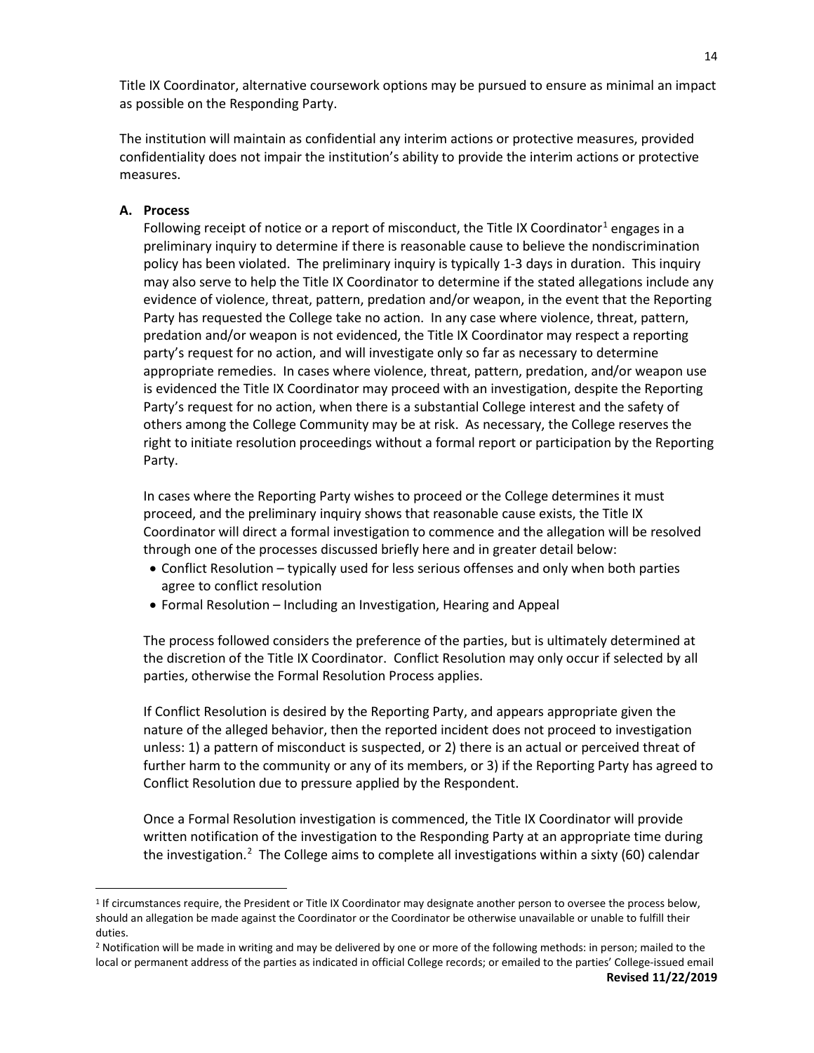Title IX Coordinator, alternative coursework options may be pursued to ensure as minimal an impact as possible on the Responding Party.

The institution will maintain as confidential any interim actions or protective measures, provided confidentiality does not impair the institution's ability to provide the interim actions or protective measures.

### A. Process

Following receipt of notice or a report of misconduct, the Title IX Coordinator[1] engages in a preliminary inquiry to determine if there is reasonable cause to believe the nondiscrimination policy has been violated. The preliminary inquiry is typically 1-3 days in duration. This inquiry may also serve to help the Title IX Coordinator to determine if the stated allegations include any evidence of violence, threat, pattern, predation and/or weapon, in the event that the Reporting Party has requested the College take no action. In any case where violence, threat, pattern, predation and/or weapon is not evidenced, the Title IX Coordinator may respect a reporting party's request for no action, and will investigate only so far as necessary to determine appropriate remedies. In cases where violence, threat, pattern, predation, and/or weapon use is evidenced the Title IX Coordinator may proceed with an investigation, despite the Reporting Party's request for no action, when there is a substantial College interest and the safety of others among the College Community may be at risk. As necessary, the College reserves the right to initiate resolution proceedings without a formal report or participation by the Reporting Party.

In cases where the Reporting Party wishes to proceed or the College determines it must proceed, and the preliminary inquiry shows that reasonable cause exists, the Title IX Coordinator will direct a formal investigation to commence and the allegation will be resolved through one of the processes discussed briefly here and in greater detail below:

- Conflict Resolution – typically used for less serious offenses and only when both parties agree to conflict resolution
- Formal Resolution – Including an Investigation, Hearing and Appeal

The process followed considers the preference of the parties, but is ultimately determined at the discretion of the Title IX Coordinator. Conflict Resolution may only occur if selected by all parties, otherwise the Formal Resolution Process applies.

If Conflict Resolution is desired by the Reporting Party, and appears appropriate given the nature of the alleged behavior, then the reported incident does not proceed to investigation unless: 1) a pattern of misconduct is suspected, or 2) there is an actual or perceived threat of further harm to the community or any of its members, or 3) if the Reporting Party has agreed to Conflict Resolution due to pressure applied by the Respondent.

Once a Formal Resolution investigation is commenced, the Title IX Coordinator will provide written notification of the investigation to the Responding Party at an appropriate time during the investigation.[2] The College aims to complete all investigations within a sixty (60) calendar

---

[1] If circumstances require, the President or Title IX Coordinator may designate another person to oversee the process below, should an allegation be made against the Coordinator or the Coordinator be otherwise unavailable or unable to fulfill their duties.

[2] Notification will be made in writing and may be delivered by one or more of the following methods: in person; mailed to the local or permanent address of the parties as indicated in official College records; or emailed to the parties' College-issued email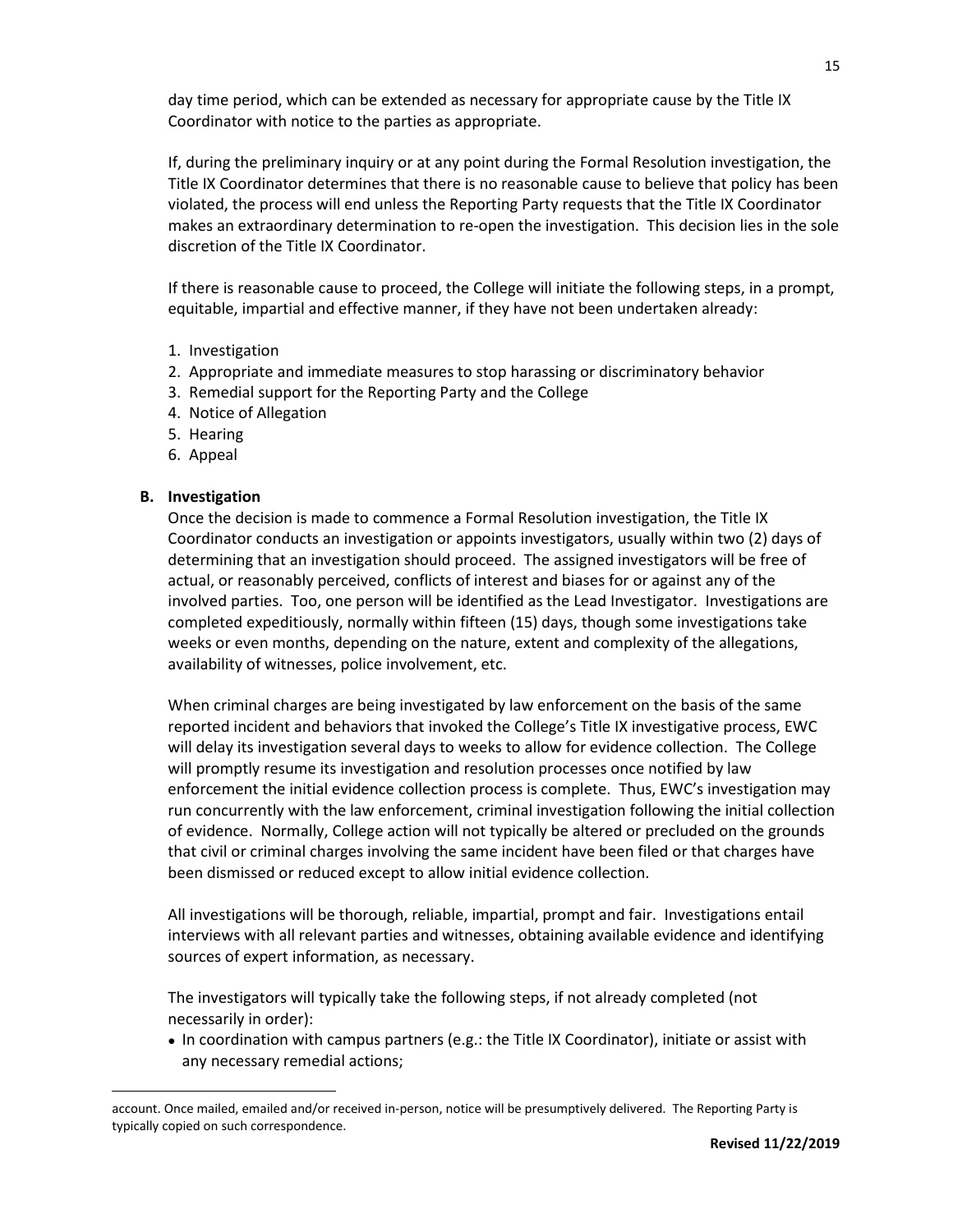day time period, which can be extended as necessary for appropriate cause by the Title IX Coordinator with notice to the parties as appropriate.

If, during the preliminary inquiry or at any point during the Formal Resolution investigation, the Title IX Coordinator determines that there is no reasonable cause to believe that policy has been violated, the process will end unless the Reporting Party requests that the Title IX Coordinator makes an extraordinary determination to re-open the investigation. This decision lies in the sole discretion of the Title IX Coordinator.

If there is reasonable cause to proceed, the College will initiate the following steps, in a prompt, equitable, impartial and effective manner, if they have not been undertaken already:

1. Investigation
2. Appropriate and immediate measures to stop harassing or discriminatory behavior
3. Remedial support for the Reporting Party and the College
4. Notice of Allegation
5. Hearing
6. Appeal

### B. Investigation

Once the decision is made to commence a Formal Resolution investigation, the Title IX Coordinator conducts an investigation or appoints investigators, usually within two (2) days of determining that an investigation should proceed. The assigned investigators will be free of actual, or reasonably perceived, conflicts of interest and biases for or against any of the involved parties. Too, one person will be identified as the Lead Investigator. Investigations are completed expeditiously, normally within fifteen (15) days, though some investigations take weeks or even months, depending on the nature, extent and complexity of the allegations, availability of witnesses, police involvement, etc.

When criminal charges are being investigated by law enforcement on the basis of the same reported incident and behaviors that invoked the College's Title IX investigative process, EWC will delay its investigation several days to weeks to allow for evidence collection. The College will promptly resume its investigation and resolution processes once notified by law enforcement the initial evidence collection process is complete. Thus, EWC's investigation may run concurrently with the law enforcement, criminal investigation following the initial collection of evidence. Normally, College action will not typically be altered or precluded on the grounds that civil or criminal charges involving the same incident have been filed or that charges have been dismissed or reduced except to allow initial evidence collection.

All investigations will be thorough, reliable, impartial, prompt and fair. Investigations entail interviews with all relevant parties and witnesses, obtaining available evidence and identifying sources of expert information, as necessary.

The investigators will typically take the following steps, if not already completed (not necessarily in order):

- In coordination with campus partners (e.g.: the Title IX Coordinator), initiate or assist with any necessary remedial actions;

---

account. Once mailed, emailed and/or received in-person, notice will be presumptively delivered. The Reporting Party is typically copied on such correspondence.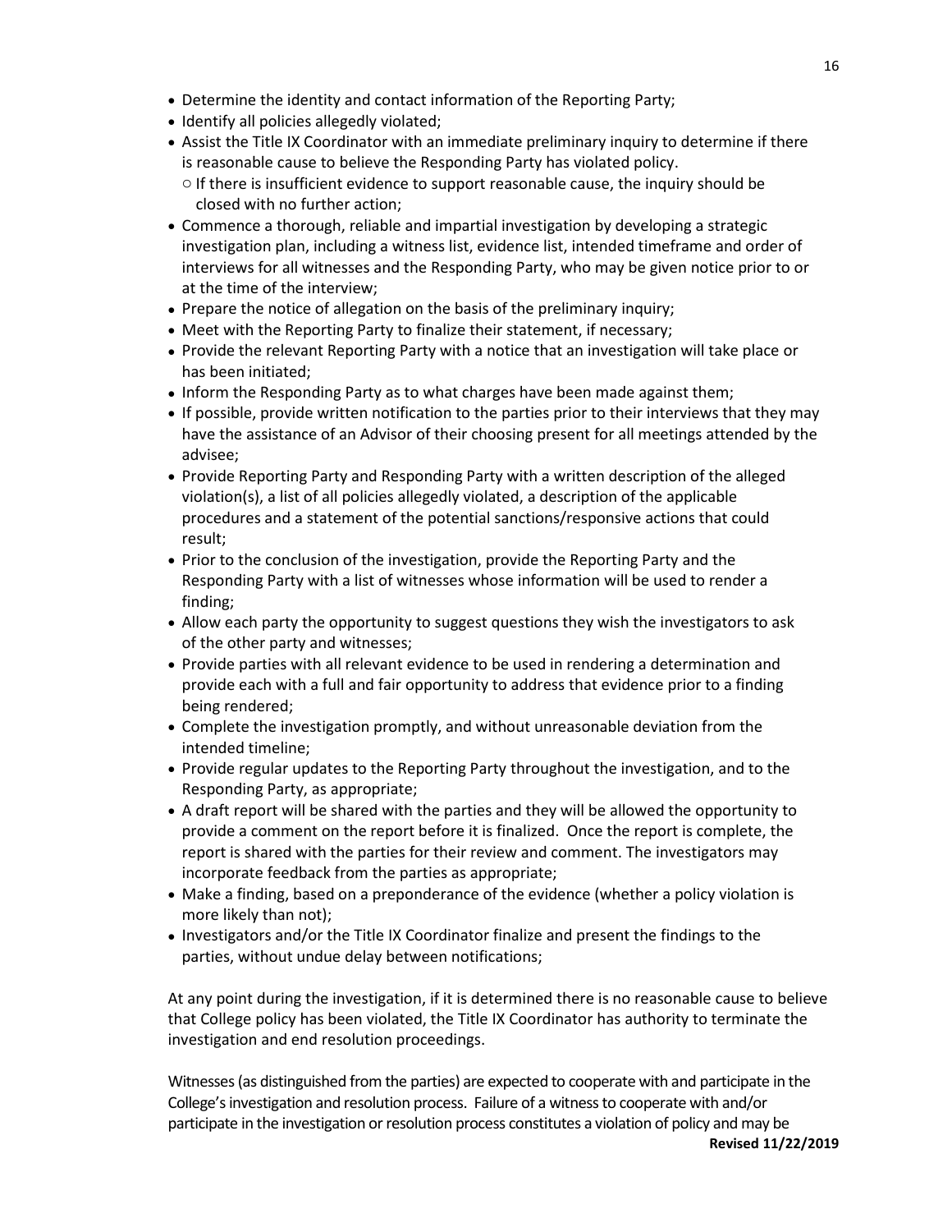- Determine the identity and contact information of the Reporting Party;
- Identify all policies allegedly violated;
- Assist the Title IX Coordinator with an immediate preliminary inquiry to determine if there is reasonable cause to believe the Responding Party has violated policy.
  - If there is insufficient evidence to support reasonable cause, the inquiry should be closed with no further action;
- Commence a thorough, reliable and impartial investigation by developing a strategic investigation plan, including a witness list, evidence list, intended timeframe and order of interviews for all witnesses and the Responding Party, who may be given notice prior to or at the time of the interview;
- Prepare the notice of allegation on the basis of the preliminary inquiry;
- Meet with the Reporting Party to finalize their statement, if necessary;
- Provide the relevant Reporting Party with a notice that an investigation will take place or has been initiated;
- Inform the Responding Party as to what charges have been made against them;
- If possible, provide written notification to the parties prior to their interviews that they may have the assistance of an Advisor of their choosing present for all meetings attended by the advisee;
- Provide Reporting Party and Responding Party with a written description of the alleged violation(s), a list of all policies allegedly violated, a description of the applicable procedures and a statement of the potential sanctions/responsive actions that could result;
- Prior to the conclusion of the investigation, provide the Reporting Party and the Responding Party with a list of witnesses whose information will be used to render a finding;
- Allow each party the opportunity to suggest questions they wish the investigators to ask of the other party and witnesses;
- Provide parties with all relevant evidence to be used in rendering a determination and provide each with a full and fair opportunity to address that evidence prior to a finding being rendered;
- Complete the investigation promptly, and without unreasonable deviation from the intended timeline;
- Provide regular updates to the Reporting Party throughout the investigation, and to the Responding Party, as appropriate;
- A draft report will be shared with the parties and they will be allowed the opportunity to provide a comment on the report before it is finalized. Once the report is complete, the report is shared with the parties for their review and comment. The investigators may incorporate feedback from the parties as appropriate;
- Make a finding, based on a preponderance of the evidence (whether a policy violation is more likely than not);
- Investigators and/or the Title IX Coordinator finalize and present the findings to the parties, without undue delay between notifications;

At any point during the investigation, if it is determined there is no reasonable cause to believe that College policy has been violated, the Title IX Coordinator has authority to terminate the investigation and end resolution proceedings.

Witnesses (as distinguished from the parties) are expected to cooperate with and participate in the College's investigation and resolution process. Failure of a witness to cooperate with and/or participate in the investigation or resolution process constitutes a violation of policy and may be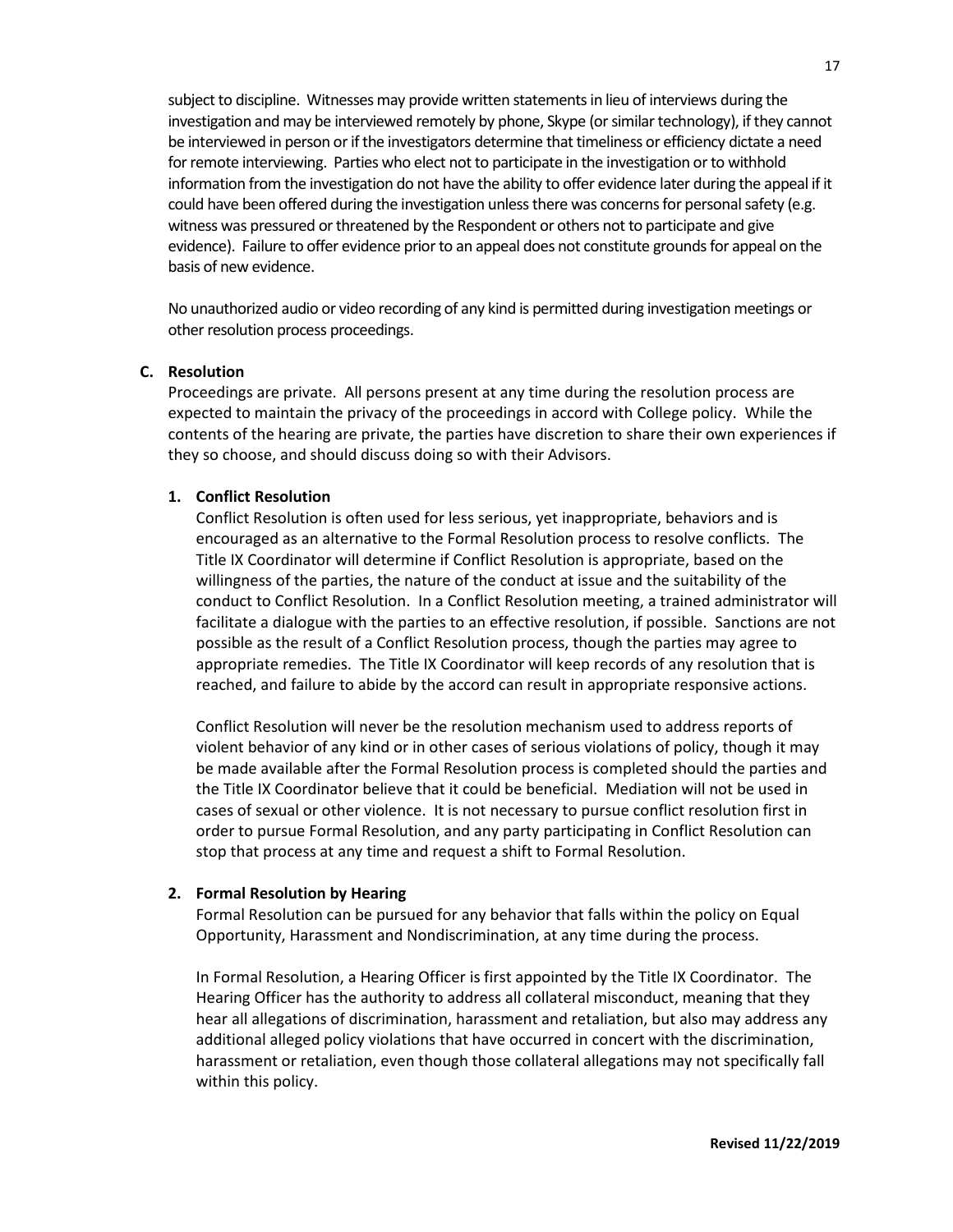subject to discipline. Witnesses may provide written statements in lieu of interviews during the investigation and may be interviewed remotely by phone, Skype (or similar technology), if they cannot be interviewed in person or if the investigators determine that timeliness or efficiency dictate a need for remote interviewing. Parties who elect not to participate in the investigation or to withhold information from the investigation do not have the ability to offer evidence later during the appeal if it could have been offered during the investigation unless there was concerns for personal safety (e.g. witness was pressured or threatened by the Respondent or others not to participate and give evidence). Failure to offer evidence prior to an appeal does not constitute grounds for appeal on the basis of new evidence.

No unauthorized audio or video recording of any kind is permitted during investigation meetings or other resolution process proceedings.

### C. Resolution

Proceedings are private. All persons present at any time during the resolution process are expected to maintain the privacy of the proceedings in accord with College policy. While the contents of the hearing are private, the parties have discretion to share their own experiences if they so choose, and should discuss doing so with their Advisors.

#### 1. Conflict Resolution

Conflict Resolution is often used for less serious, yet inappropriate, behaviors and is encouraged as an alternative to the Formal Resolution process to resolve conflicts. The Title IX Coordinator will determine if Conflict Resolution is appropriate, based on the willingness of the parties, the nature of the conduct at issue and the suitability of the conduct to Conflict Resolution. In a Conflict Resolution meeting, a trained administrator will facilitate a dialogue with the parties to an effective resolution, if possible. Sanctions are not possible as the result of a Conflict Resolution process, though the parties may agree to appropriate remedies. The Title IX Coordinator will keep records of any resolution that is reached, and failure to abide by the accord can result in appropriate responsive actions.

Conflict Resolution will never be the resolution mechanism used to address reports of violent behavior of any kind or in other cases of serious violations of policy, though it may be made available after the Formal Resolution process is completed should the parties and the Title IX Coordinator believe that it could be beneficial. Mediation will not be used in cases of sexual or other violence. It is not necessary to pursue conflict resolution first in order to pursue Formal Resolution, and any party participating in Conflict Resolution can stop that process at any time and request a shift to Formal Resolution.

#### 2. Formal Resolution by Hearing

Formal Resolution can be pursued for any behavior that falls within the policy on Equal Opportunity, Harassment and Nondiscrimination, at any time during the process.

In Formal Resolution, a Hearing Officer is first appointed by the Title IX Coordinator. The Hearing Officer has the authority to address all collateral misconduct, meaning that they hear all allegations of discrimination, harassment and retaliation, but also may address any additional alleged policy violations that have occurred in concert with the discrimination, harassment or retaliation, even though those collateral allegations may not specifically fall within this policy.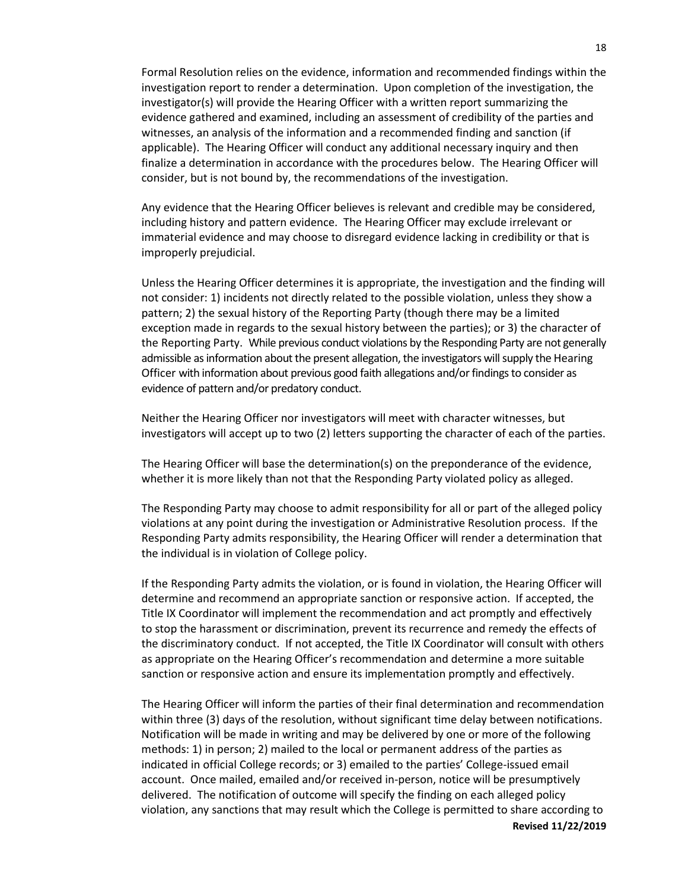Formal Resolution relies on the evidence, information and recommended findings within the investigation report to render a determination. Upon completion of the investigation, the investigator(s) will provide the Hearing Officer with a written report summarizing the evidence gathered and examined, including an assessment of credibility of the parties and witnesses, an analysis of the information and a recommended finding and sanction (if applicable). The Hearing Officer will conduct any additional necessary inquiry and then finalize a determination in accordance with the procedures below. The Hearing Officer will consider, but is not bound by, the recommendations of the investigation.

Any evidence that the Hearing Officer believes is relevant and credible may be considered, including history and pattern evidence. The Hearing Officer may exclude irrelevant or immaterial evidence and may choose to disregard evidence lacking in credibility or that is improperly prejudicial.

Unless the Hearing Officer determines it is appropriate, the investigation and the finding will not consider: 1) incidents not directly related to the possible violation, unless they show a pattern; 2) the sexual history of the Reporting Party (though there may be a limited exception made in regards to the sexual history between the parties); or 3) the character of the Reporting Party. While previous conduct violations by the Responding Party are not generally admissible as information about the present allegation, the investigators will supply the Hearing Officer with information about previous good faith allegations and/or findings to consider as evidence of pattern and/or predatory conduct.

Neither the Hearing Officer nor investigators will meet with character witnesses, but investigators will accept up to two (2) letters supporting the character of each of the parties.

The Hearing Officer will base the determination(s) on the preponderance of the evidence, whether it is more likely than not that the Responding Party violated policy as alleged.

The Responding Party may choose to admit responsibility for all or part of the alleged policy violations at any point during the investigation or Administrative Resolution process. If the Responding Party admits responsibility, the Hearing Officer will render a determination that the individual is in violation of College policy.

If the Responding Party admits the violation, or is found in violation, the Hearing Officer will determine and recommend an appropriate sanction or responsive action. If accepted, the Title IX Coordinator will implement the recommendation and act promptly and effectively to stop the harassment or discrimination, prevent its recurrence and remedy the effects of the discriminatory conduct. If not accepted, the Title IX Coordinator will consult with others as appropriate on the Hearing Officer's recommendation and determine a more suitable sanction or responsive action and ensure its implementation promptly and effectively.

The Hearing Officer will inform the parties of their final determination and recommendation within three (3) days of the resolution, without significant time delay between notifications. Notification will be made in writing and may be delivered by one or more of the following methods: 1) in person; 2) mailed to the local or permanent address of the parties as indicated in official College records; or 3) emailed to the parties' College-issued email account. Once mailed, emailed and/or received in-person, notice will be presumptively delivered. The notification of outcome will specify the finding on each alleged policy violation, any sanctions that may result which the College is permitted to share according to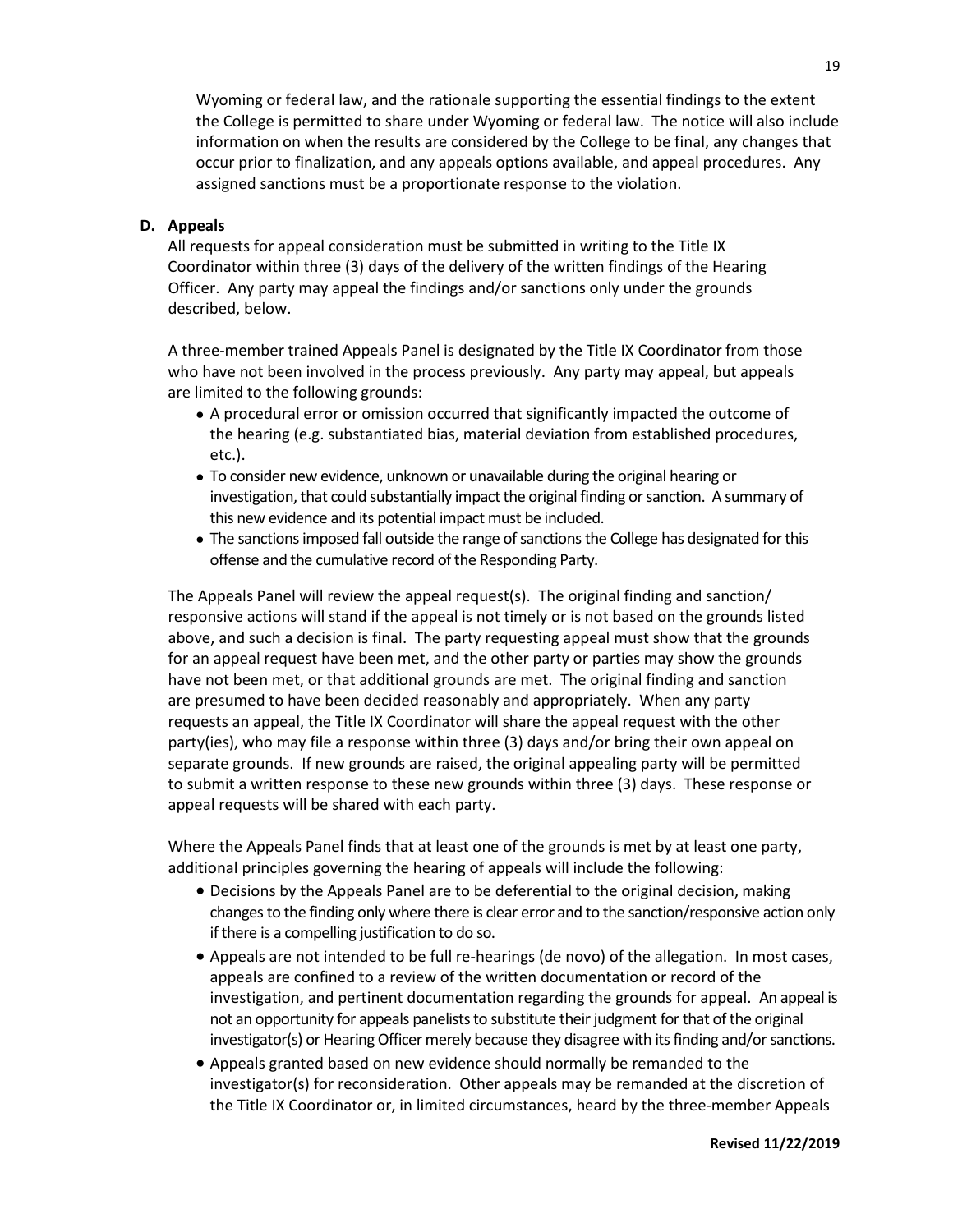Wyoming or federal law, and the rationale supporting the essential findings to the extent the College is permitted to share under Wyoming or federal law. The notice will also include information on when the results are considered by the College to be final, any changes that occur prior to finalization, and any appeals options available, and appeal procedures. Any assigned sanctions must be a proportionate response to the violation.

**D. Appeals**

All requests for appeal consideration must be submitted in writing to the Title IX Coordinator within three (3) days of the delivery of the written findings of the Hearing Officer. Any party may appeal the findings and/or sanctions only under the grounds described, below.

A three-member trained Appeals Panel is designated by the Title IX Coordinator from those who have not been involved in the process previously. Any party may appeal, but appeals are limited to the following grounds:

- A procedural error or omission occurred that significantly impacted the outcome of the hearing (e.g. substantiated bias, material deviation from established procedures, etc.).
- To consider new evidence, unknown or unavailable during the original hearing or investigation, that could substantially impact the original finding or sanction. A summary of this new evidence and its potential impact must be included.
- The sanctions imposed fall outside the range of sanctions the College has designated for this offense and the cumulative record of the Responding Party.

The Appeals Panel will review the appeal request(s). The original finding and sanction/responsive actions will stand if the appeal is not timely or is not based on the grounds listed above, and such a decision is final. The party requesting appeal must show that the grounds for an appeal request have been met, and the other party or parties may show the grounds have not been met, or that additional grounds are met. The original finding and sanction are presumed to have been decided reasonably and appropriately. When any party requests an appeal, the Title IX Coordinator will share the appeal request with the other party(ies), who may file a response within three (3) days and/or bring their own appeal on separate grounds. If new grounds are raised, the original appealing party will be permitted to submit a written response to these new grounds within three (3) days. These response or appeal requests will be shared with each party.

Where the Appeals Panel finds that at least one of the grounds is met by at least one party, additional principles governing the hearing of appeals will include the following:

- Decisions by the Appeals Panel are to be deferential to the original decision, making changes to the finding only where there is clear error and to the sanction/responsive action only if there is a compelling justification to do so.
- Appeals are not intended to be full re-hearings (de novo) of the allegation. In most cases, appeals are confined to a review of the written documentation or record of the investigation, and pertinent documentation regarding the grounds for appeal. An appeal is not an opportunity for appeals panelists to substitute their judgment for that of the original investigator(s) or Hearing Officer merely because they disagree with its finding and/or sanctions.
- Appeals granted based on new evidence should normally be remanded to the investigator(s) for reconsideration. Other appeals may be remanded at the discretion of the Title IX Coordinator or, in limited circumstances, heard by the three-member Appeals

**Revised 11/22/2019**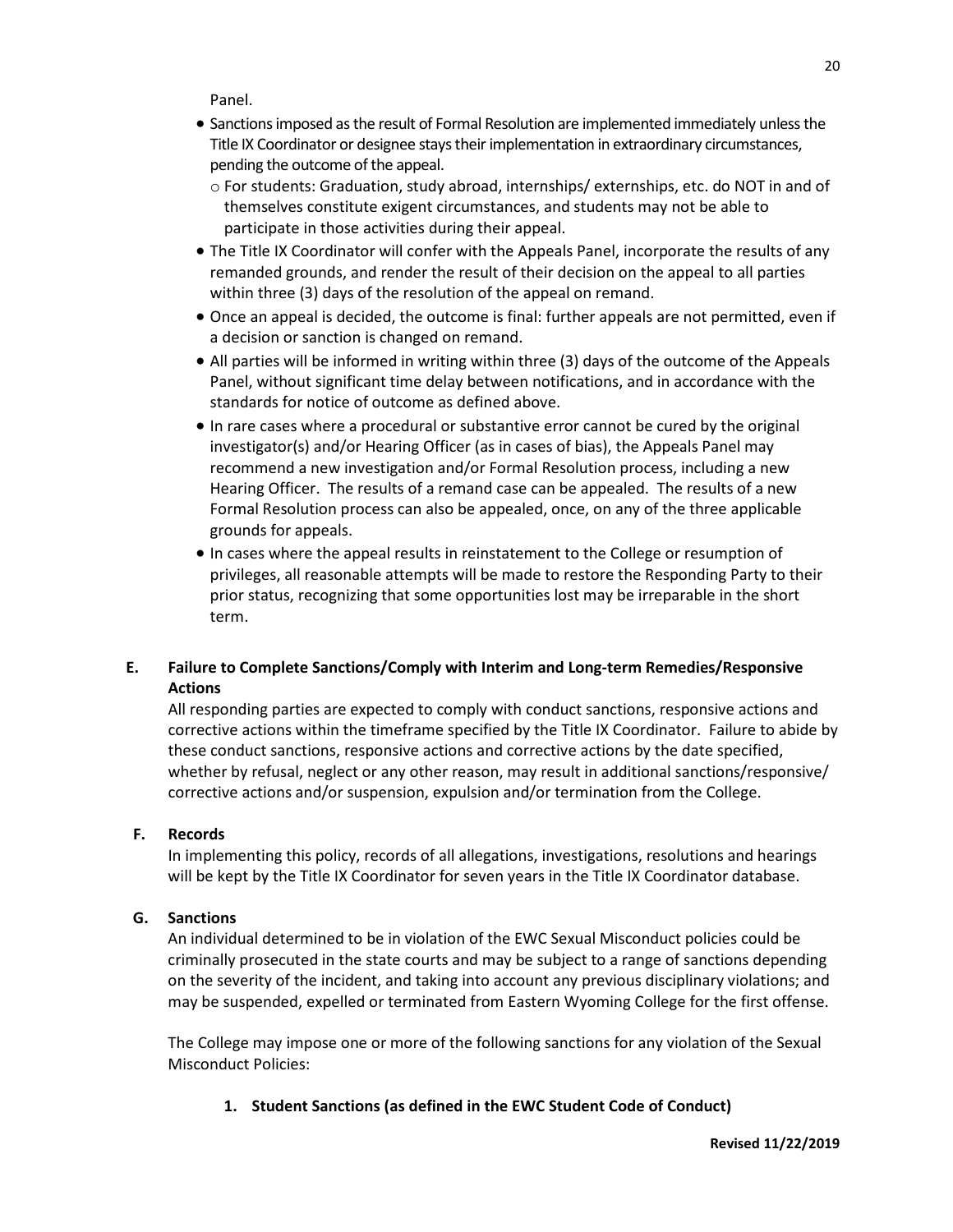Panel.

- Sanctions imposed as the result of Formal Resolution are implemented immediately unless the Title IX Coordinator or designee stays their implementation in extraordinary circumstances, pending the outcome of the appeal.
  - For students: Graduation, study abroad, internships/ externships, etc. do NOT in and of themselves constitute exigent circumstances, and students may not be able to participate in those activities during their appeal.
- The Title IX Coordinator will confer with the Appeals Panel, incorporate the results of any remanded grounds, and render the result of their decision on the appeal to all parties within three (3) days of the resolution of the appeal on remand.
- Once an appeal is decided, the outcome is final: further appeals are not permitted, even if a decision or sanction is changed on remand.
- All parties will be informed in writing within three (3) days of the outcome of the Appeals Panel, without significant time delay between notifications, and in accordance with the standards for notice of outcome as defined above.
- In rare cases where a procedural or substantive error cannot be cured by the original investigator(s) and/or Hearing Officer (as in cases of bias), the Appeals Panel may recommend a new investigation and/or Formal Resolution process, including a new Hearing Officer. The results of a remand case can be appealed. The results of a new Formal Resolution process can also be appealed, once, on any of the three applicable grounds for appeals.
- In cases where the appeal results in reinstatement to the College or resumption of privileges, all reasonable attempts will be made to restore the Responding Party to their prior status, recognizing that some opportunities lost may be irreparable in the short term.

### E. Failure to Complete Sanctions/Comply with Interim and Long-term Remedies/Responsive Actions

All responding parties are expected to comply with conduct sanctions, responsive actions and corrective actions within the timeframe specified by the Title IX Coordinator. Failure to abide by these conduct sanctions, responsive actions and corrective actions by the date specified, whether by refusal, neglect or any other reason, may result in additional sanctions/responsive/ corrective actions and/or suspension, expulsion and/or termination from the College.

### F. Records

In implementing this policy, records of all allegations, investigations, resolutions and hearings will be kept by the Title IX Coordinator for seven years in the Title IX Coordinator database.

### G. Sanctions

An individual determined to be in violation of the EWC Sexual Misconduct policies could be criminally prosecuted in the state courts and may be subject to a range of sanctions depending on the severity of the incident, and taking into account any previous disciplinary violations; and may be suspended, expelled or terminated from Eastern Wyoming College for the first offense.

The College may impose one or more of the following sanctions for any violation of the Sexual Misconduct Policies:

#### 1. Student Sanctions (as defined in the EWC Student Code of Conduct)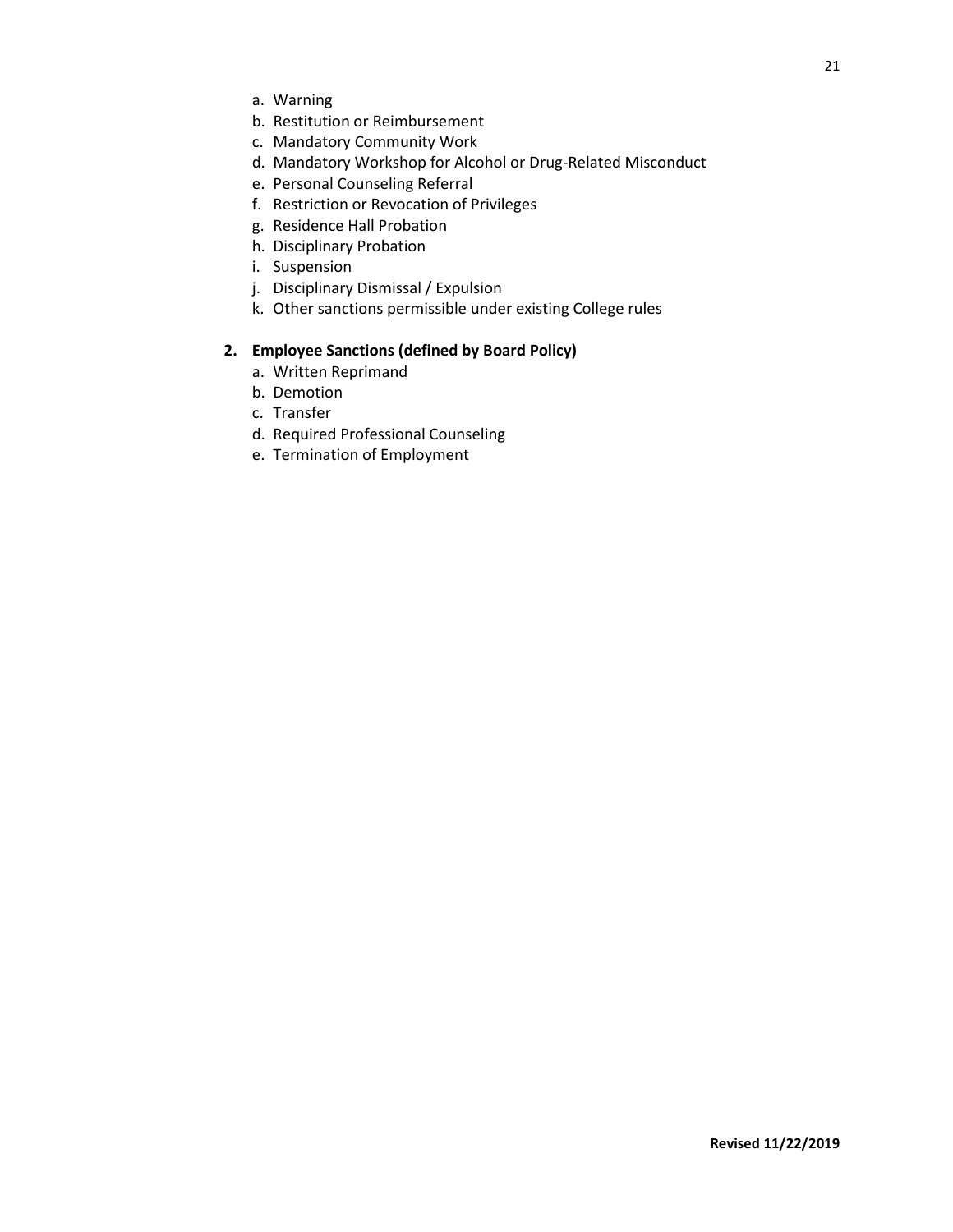a. Warning
b. Restitution or Reimbursement
c. Mandatory Community Work
d. Mandatory Workshop for Alcohol or Drug-Related Misconduct
e. Personal Counseling Referral
f. Restriction or Revocation of Privileges
g. Residence Hall Probation
h. Disciplinary Probation
i. Suspension
j. Disciplinary Dismissal / Expulsion
k. Other sanctions permissible under existing College rules

**2. Employee Sanctions (defined by Board Policy)**

a. Written Reprimand
b. Demotion
c. Transfer
d. Required Professional Counseling
e. Termination of Employment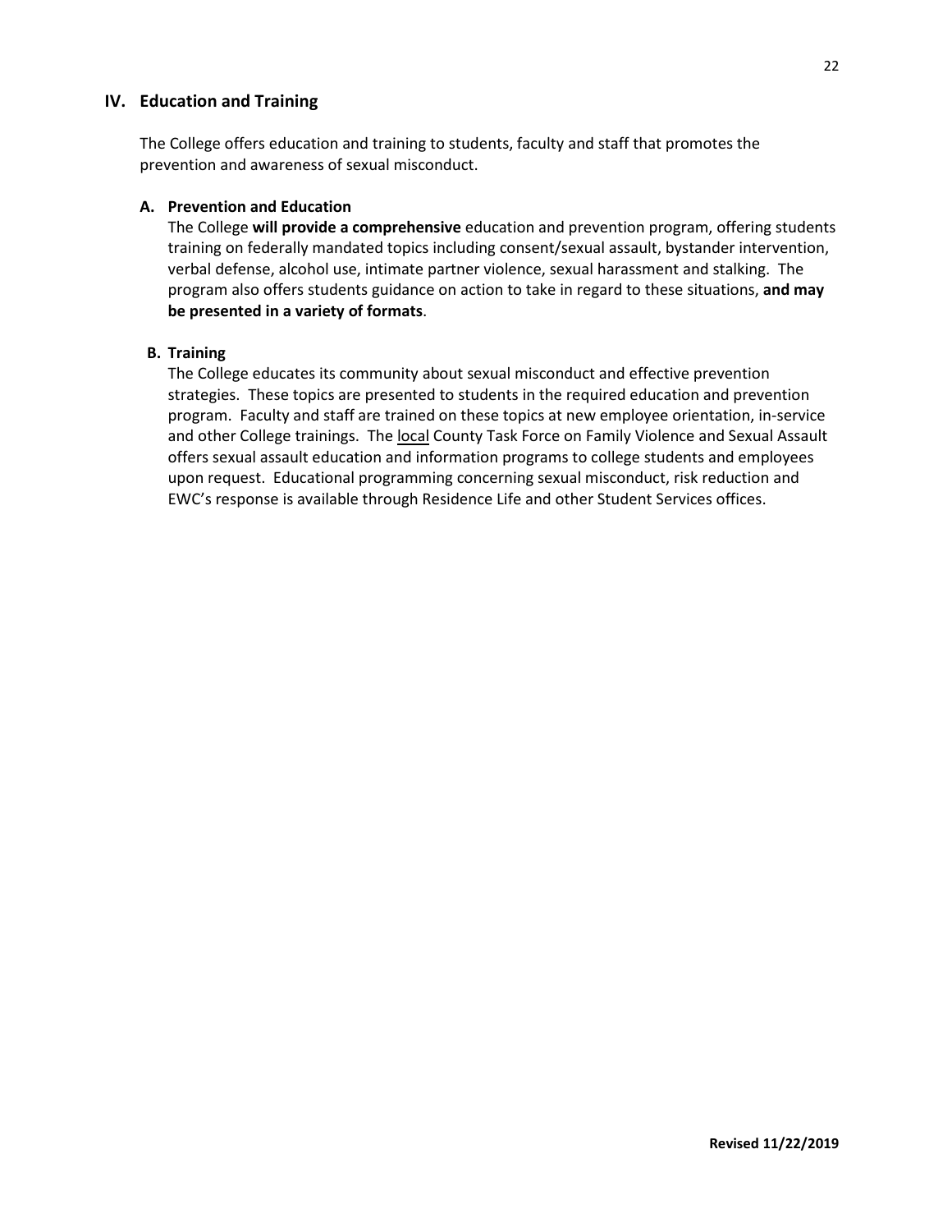## IV. Education and Training

The College offers education and training to students, faculty and staff that promotes the prevention and awareness of sexual misconduct.

### A. Prevention and Education

The College **will provide a comprehensive** education and prevention program, offering students training on federally mandated topics including consent/sexual assault, bystander intervention, verbal defense, alcohol use, intimate partner violence, sexual harassment and stalking. The program also offers students guidance on action to take in regard to these situations, **and may be presented in a variety of formats**.

### B. Training

The College educates its community about sexual misconduct and effective prevention strategies. These topics are presented to students in the required education and prevention program. Faculty and staff are trained on these topics at new employee orientation, in-service and other College trainings. The local County Task Force on Family Violence and Sexual Assault offers sexual assault education and information programs to college students and employees upon request. Educational programming concerning sexual misconduct, risk reduction and EWC's response is available through Residence Life and other Student Services offices.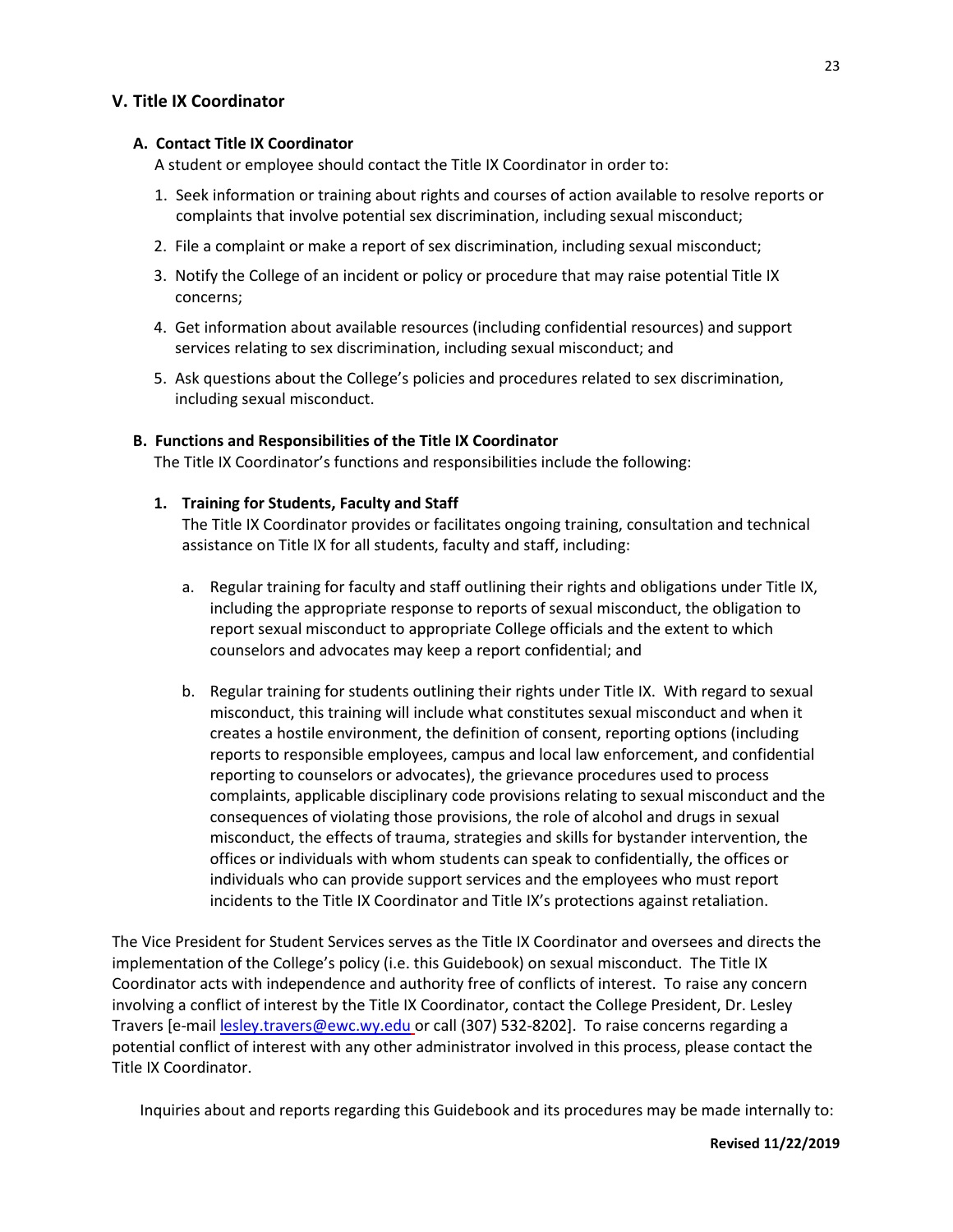## V. Title IX Coordinator

### A. Contact Title IX Coordinator

A student or employee should contact the Title IX Coordinator in order to:

1. Seek information or training about rights and courses of action available to resolve reports or complaints that involve potential sex discrimination, including sexual misconduct;
2. File a complaint or make a report of sex discrimination, including sexual misconduct;
3. Notify the College of an incident or policy or procedure that may raise potential Title IX concerns;
4. Get information about available resources (including confidential resources) and support services relating to sex discrimination, including sexual misconduct; and
5. Ask questions about the College's policies and procedures related to sex discrimination, including sexual misconduct.

### B. Functions and Responsibilities of the Title IX Coordinator

The Title IX Coordinator's functions and responsibilities include the following:

#### 1. Training for Students, Faculty and Staff

The Title IX Coordinator provides or facilitates ongoing training, consultation and technical assistance on Title IX for all students, faculty and staff, including:

a. Regular training for faculty and staff outlining their rights and obligations under Title IX, including the appropriate response to reports of sexual misconduct, the obligation to report sexual misconduct to appropriate College officials and the extent to which counselors and advocates may keep a report confidential; and

b. Regular training for students outlining their rights under Title IX. With regard to sexual misconduct, this training will include what constitutes sexual misconduct and when it creates a hostile environment, the definition of consent, reporting options (including reports to responsible employees, campus and local law enforcement, and confidential reporting to counselors or advocates), the grievance procedures used to process complaints, applicable disciplinary code provisions relating to sexual misconduct and the consequences of violating those provisions, the role of alcohol and drugs in sexual misconduct, the effects of trauma, strategies and skills for bystander intervention, the offices or individuals with whom students can speak to confidentially, the offices or individuals who can provide support services and the employees who must report incidents to the Title IX Coordinator and Title IX's protections against retaliation.

The Vice President for Student Services serves as the Title IX Coordinator and oversees and directs the implementation of the College's policy (i.e. this Guidebook) on sexual misconduct. The Title IX Coordinator acts with independence and authority free of conflicts of interest. To raise any concern involving a conflict of interest by the Title IX Coordinator, contact the College President, Dr. Lesley Travers [e-mail lesley.travers@ewc.wy.edu or call (307) 532-8202]. To raise concerns regarding a potential conflict of interest with any other administrator involved in this process, please contact the Title IX Coordinator.

Inquiries about and reports regarding this Guidebook and its procedures may be made internally to: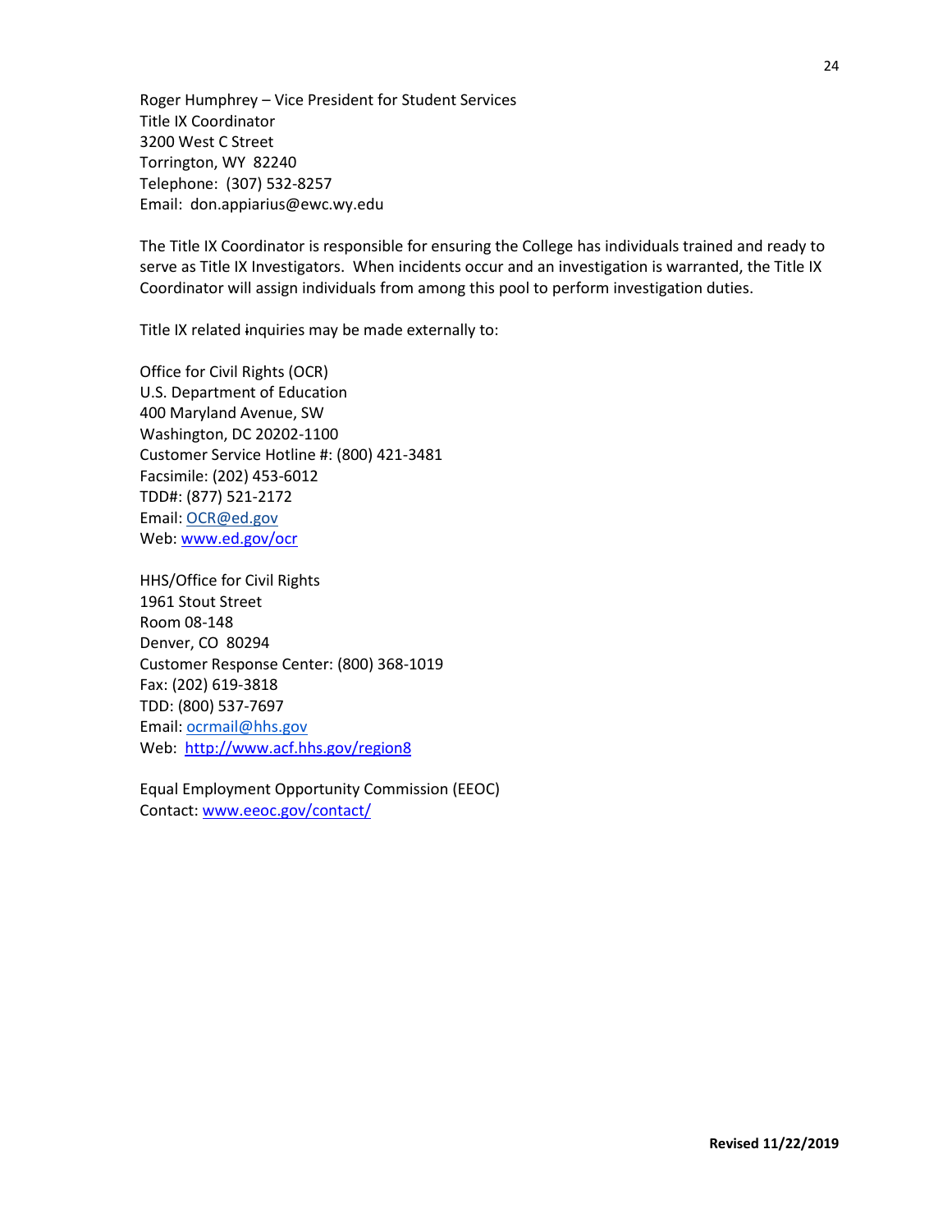Roger Humphrey – Vice President for Student Services
Title IX Coordinator
3200 West C Street
Torrington, WY 82240
Telephone: (307) 532-8257
Email: don.appiarius@ewc.wy.edu

The Title IX Coordinator is responsible for ensuring the College has individuals trained and ready to serve as Title IX Investigators. When incidents occur and an investigation is warranted, the Title IX Coordinator will assign individuals from among this pool to perform investigation duties.

Title IX related inquiries may be made externally to:

Office for Civil Rights (OCR)
U.S. Department of Education
400 Maryland Avenue, SW
Washington, DC 20202-1100
Customer Service Hotline #: (800) 421-3481
Facsimile: (202) 453-6012
TDD#: (877) 521-2172
Email: OCR@ed.gov
Web: www.ed.gov/ocr

HHS/Office for Civil Rights
1961 Stout Street
Room 08-148
Denver, CO 80294
Customer Response Center: (800) 368-1019
Fax: (202) 619-3818
TDD: (800) 537-7697
Email: ocrmail@hhs.gov
Web: http://www.acf.hhs.gov/region8

Equal Employment Opportunity Commission (EEOC)
Contact: www.eeoc.gov/contact/

**Revised 11/22/2019**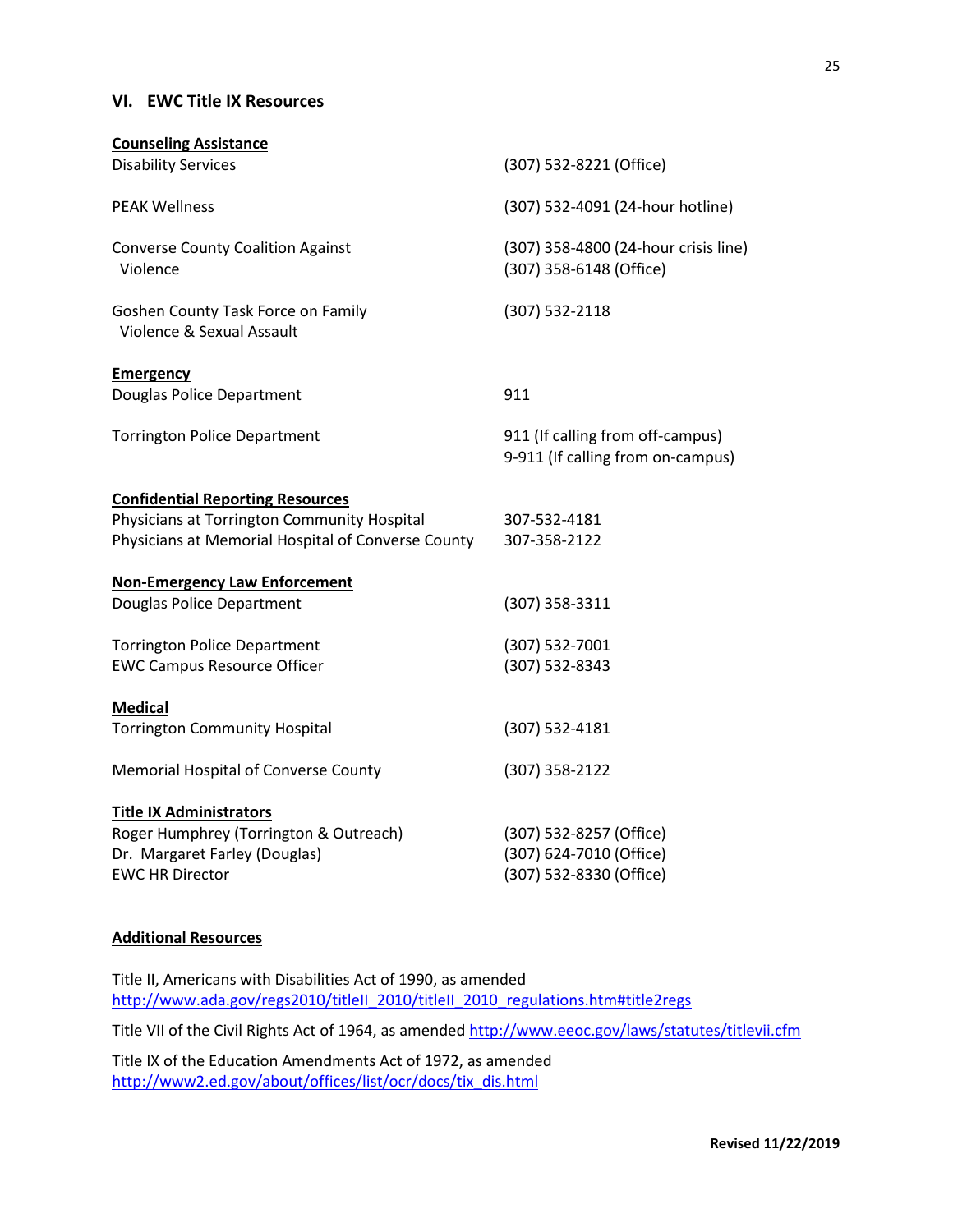## VI. EWC Title IX Resources

**Counseling Assistance**

| | |
|---|---|
| Disability Services | (307) 532-8221 (Office) |
| PEAK Wellness | (307) 532-4091 (24-hour hotline) |
| Converse County Coalition Against Violence | (307) 358-4800 (24-hour crisis line)<br>(307) 358-6148 (Office) |
| Goshen County Task Force on Family Violence & Sexual Assault | (307) 532-2118 |

**Emergency**

| | |
|---|---|
| Douglas Police Department | 911 |
| Torrington Police Department | 911 (If calling from off-campus)<br>9-911 (If calling from on-campus) |

**Confidential Reporting Resources**

| | |
|---|---|
| Physicians at Torrington Community Hospital | 307-532-4181 |
| Physicians at Memorial Hospital of Converse County | 307-358-2122 |

**Non-Emergency Law Enforcement**

| | |
|---|---|
| Douglas Police Department | (307) 358-3311 |
| Torrington Police Department | (307) 532-7001 |
| EWC Campus Resource Officer | (307) 532-8343 |

**Medical**

| | |
|---|---|
| Torrington Community Hospital | (307) 532-4181 |
| Memorial Hospital of Converse County | (307) 358-2122 |

**Title IX Administrators**

| | |
|---|---|
| Roger Humphrey (Torrington & Outreach) | (307) 532-8257 (Office) |
| Dr. Margaret Farley (Douglas) | (307) 624-7010 (Office) |
| EWC HR Director | (307) 532-8330 (Office) |

**Additional Resources**

Title II, Americans with Disabilities Act of 1990, as amended
http://www.ada.gov/regs2010/titleII_2010/titleII_2010_regulations.htm#title2regs

Title VII of the Civil Rights Act of 1964, as amended http://www.eeoc.gov/laws/statutes/titlevii.cfm

Title IX of the Education Amendments Act of 1972, as amended
http://www2.ed.gov/about/offices/list/ocr/docs/tix_dis.html

**Revised 11/22/2019**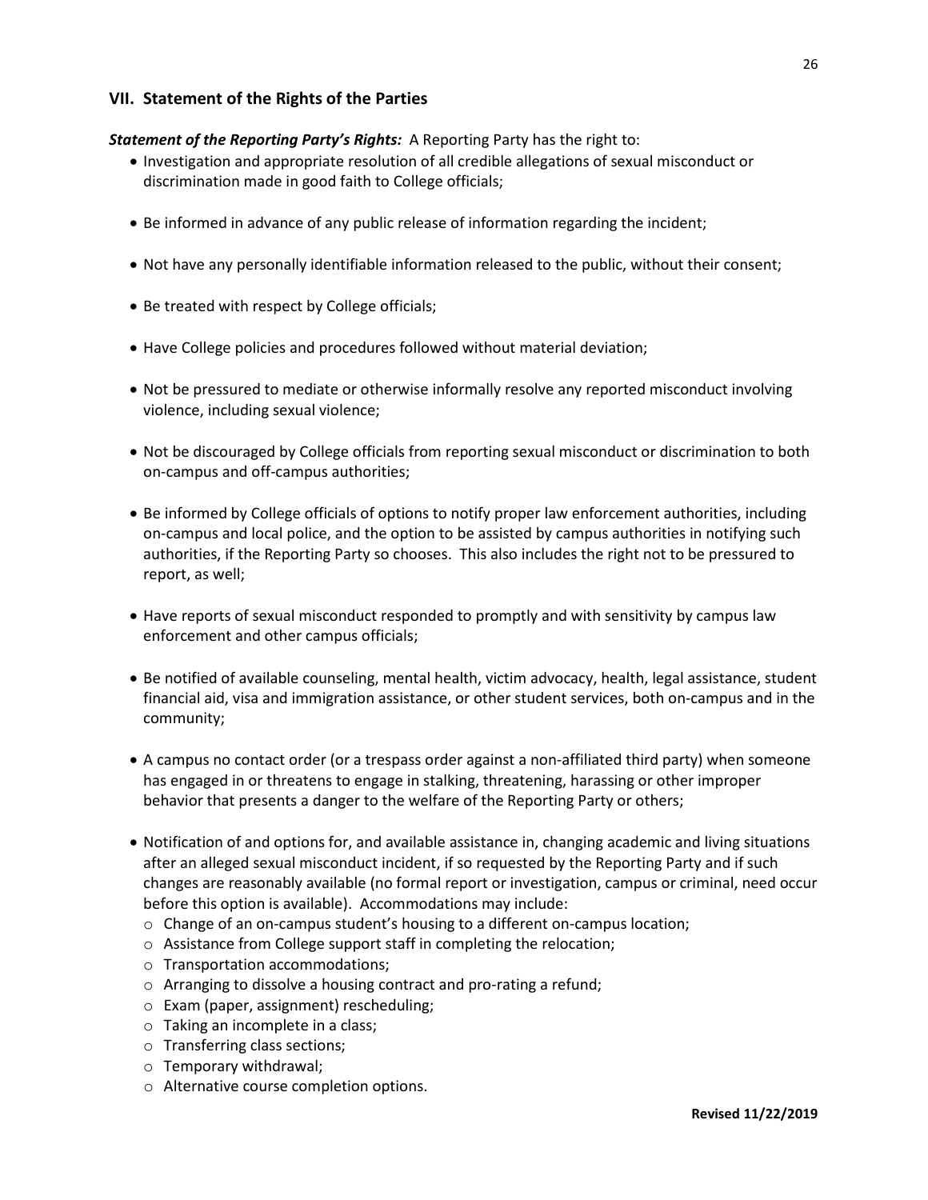## VII. Statement of the Rights of the Parties

***Statement of the Reporting Party's Rights:*** A Reporting Party has the right to:

- Investigation and appropriate resolution of all credible allegations of sexual misconduct or discrimination made in good faith to College officials;
- Be informed in advance of any public release of information regarding the incident;
- Not have any personally identifiable information released to the public, without their consent;
- Be treated with respect by College officials;
- Have College policies and procedures followed without material deviation;
- Not be pressured to mediate or otherwise informally resolve any reported misconduct involving violence, including sexual violence;
- Not be discouraged by College officials from reporting sexual misconduct or discrimination to both on-campus and off-campus authorities;
- Be informed by College officials of options to notify proper law enforcement authorities, including on-campus and local police, and the option to be assisted by campus authorities in notifying such authorities, if the Reporting Party so chooses. This also includes the right not to be pressured to report, as well;
- Have reports of sexual misconduct responded to promptly and with sensitivity by campus law enforcement and other campus officials;
- Be notified of available counseling, mental health, victim advocacy, health, legal assistance, student financial aid, visa and immigration assistance, or other student services, both on-campus and in the community;
- A campus no contact order (or a trespass order against a non-affiliated third party) when someone has engaged in or threatens to engage in stalking, threatening, harassing or other improper behavior that presents a danger to the welfare of the Reporting Party or others;
- Notification of and options for, and available assistance in, changing academic and living situations after an alleged sexual misconduct incident, if so requested by the Reporting Party and if such changes are reasonably available (no formal report or investigation, campus or criminal, need occur before this option is available). Accommodations may include:
  - Change of an on-campus student's housing to a different on-campus location;
  - Assistance from College support staff in completing the relocation;
  - Transportation accommodations;
  - Arranging to dissolve a housing contract and pro-rating a refund;
  - Exam (paper, assignment) rescheduling;
  - Taking an incomplete in a class;
  - Transferring class sections;
  - Temporary withdrawal;
  - Alternative course completion options.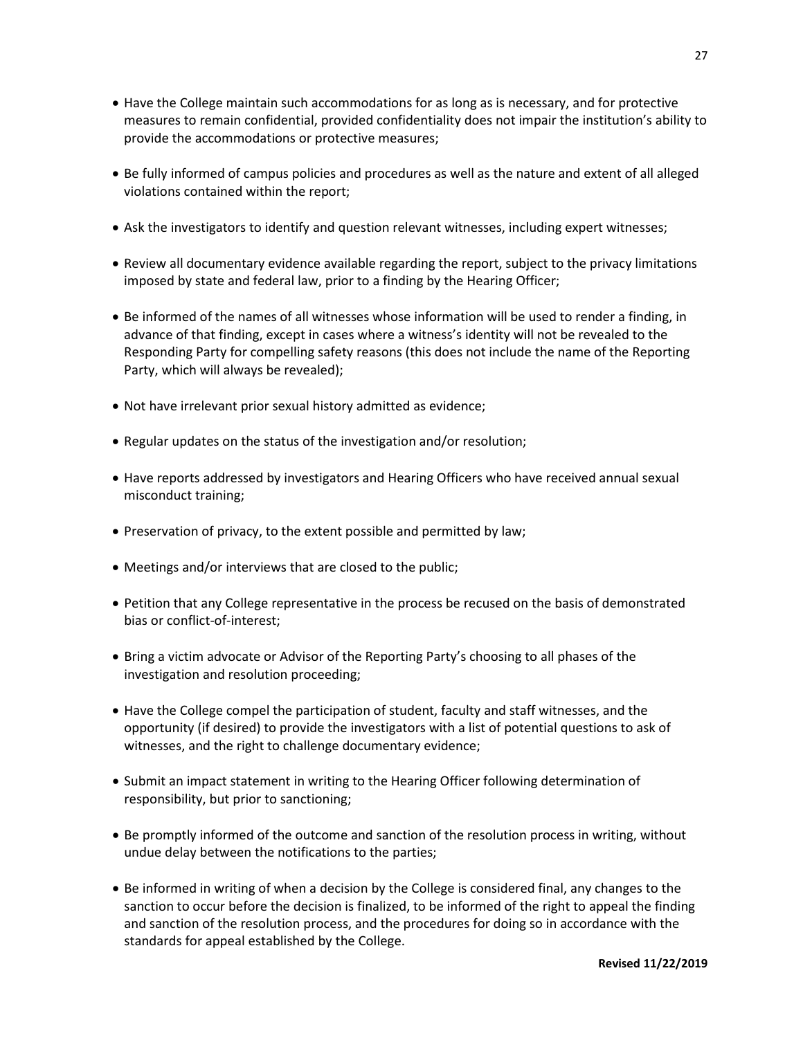- Have the College maintain such accommodations for as long as is necessary, and for protective measures to remain confidential, provided confidentiality does not impair the institution's ability to provide the accommodations or protective measures;

- Be fully informed of campus policies and procedures as well as the nature and extent of all alleged violations contained within the report;

- Ask the investigators to identify and question relevant witnesses, including expert witnesses;

- Review all documentary evidence available regarding the report, subject to the privacy limitations imposed by state and federal law, prior to a finding by the Hearing Officer;

- Be informed of the names of all witnesses whose information will be used to render a finding, in advance of that finding, except in cases where a witness's identity will not be revealed to the Responding Party for compelling safety reasons (this does not include the name of the Reporting Party, which will always be revealed);

- Not have irrelevant prior sexual history admitted as evidence;

- Regular updates on the status of the investigation and/or resolution;

- Have reports addressed by investigators and Hearing Officers who have received annual sexual misconduct training;

- Preservation of privacy, to the extent possible and permitted by law;

- Meetings and/or interviews that are closed to the public;

- Petition that any College representative in the process be recused on the basis of demonstrated bias or conflict-of-interest;

- Bring a victim advocate or Advisor of the Reporting Party's choosing to all phases of the investigation and resolution proceeding;

- Have the College compel the participation of student, faculty and staff witnesses, and the opportunity (if desired) to provide the investigators with a list of potential questions to ask of witnesses, and the right to challenge documentary evidence;

- Submit an impact statement in writing to the Hearing Officer following determination of responsibility, but prior to sanctioning;

- Be promptly informed of the outcome and sanction of the resolution process in writing, without undue delay between the notifications to the parties;

- Be informed in writing of when a decision by the College is considered final, any changes to the sanction to occur before the decision is finalized, to be informed of the right to appeal the finding and sanction of the resolution process, and the procedures for doing so in accordance with the standards for appeal established by the College.

**Revised 11/22/2019**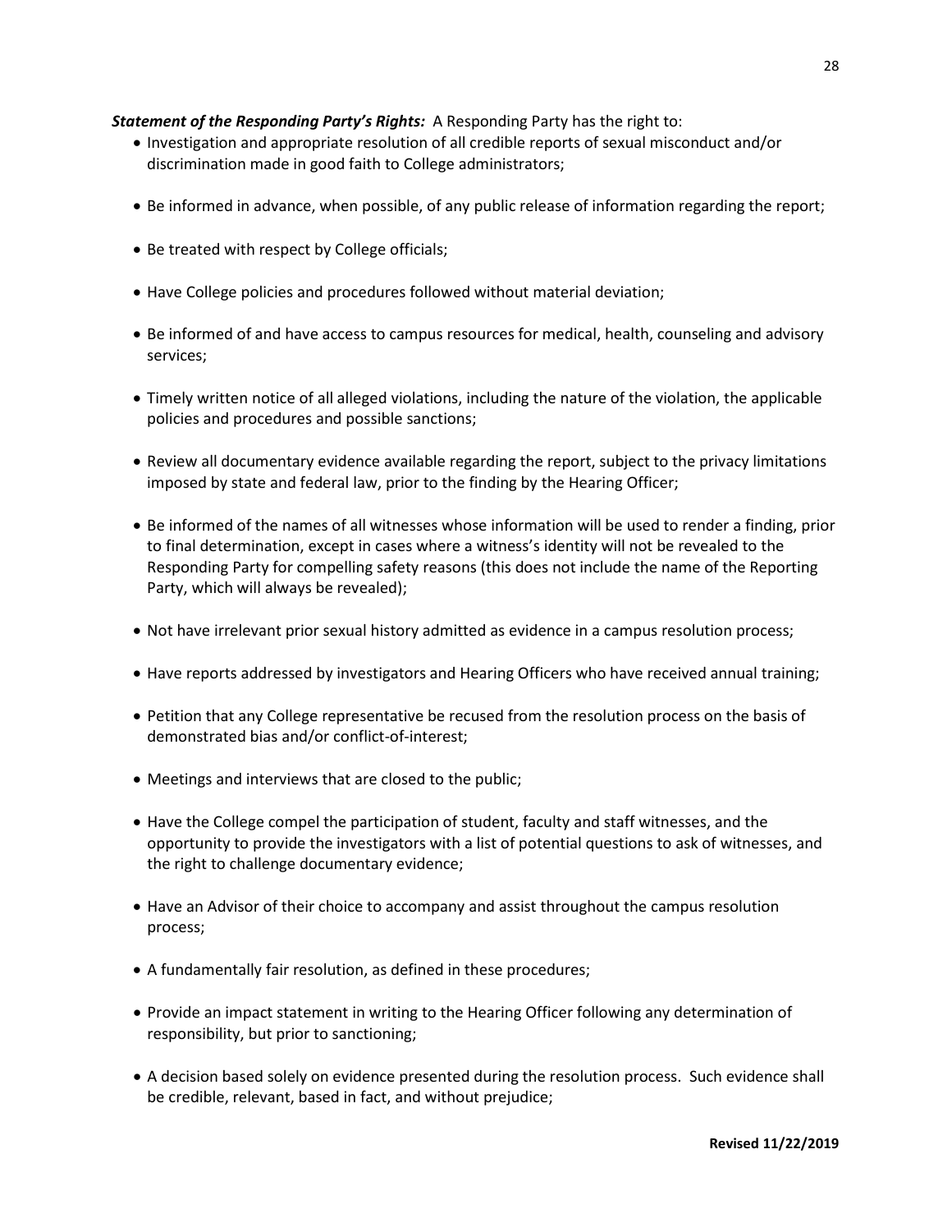***Statement of the Responding Party's Rights:*** A Responding Party has the right to:

- Investigation and appropriate resolution of all credible reports of sexual misconduct and/or discrimination made in good faith to College administrators;
- Be informed in advance, when possible, of any public release of information regarding the report;
- Be treated with respect by College officials;
- Have College policies and procedures followed without material deviation;
- Be informed of and have access to campus resources for medical, health, counseling and advisory services;
- Timely written notice of all alleged violations, including the nature of the violation, the applicable policies and procedures and possible sanctions;
- Review all documentary evidence available regarding the report, subject to the privacy limitations imposed by state and federal law, prior to the finding by the Hearing Officer;
- Be informed of the names of all witnesses whose information will be used to render a finding, prior to final determination, except in cases where a witness's identity will not be revealed to the Responding Party for compelling safety reasons (this does not include the name of the Reporting Party, which will always be revealed);
- Not have irrelevant prior sexual history admitted as evidence in a campus resolution process;
- Have reports addressed by investigators and Hearing Officers who have received annual training;
- Petition that any College representative be recused from the resolution process on the basis of demonstrated bias and/or conflict-of-interest;
- Meetings and interviews that are closed to the public;
- Have the College compel the participation of student, faculty and staff witnesses, and the opportunity to provide the investigators with a list of potential questions to ask of witnesses, and the right to challenge documentary evidence;
- Have an Advisor of their choice to accompany and assist throughout the campus resolution process;
- A fundamentally fair resolution, as defined in these procedures;
- Provide an impact statement in writing to the Hearing Officer following any determination of responsibility, but prior to sanctioning;
- A decision based solely on evidence presented during the resolution process. Such evidence shall be credible, relevant, based in fact, and without prejudice;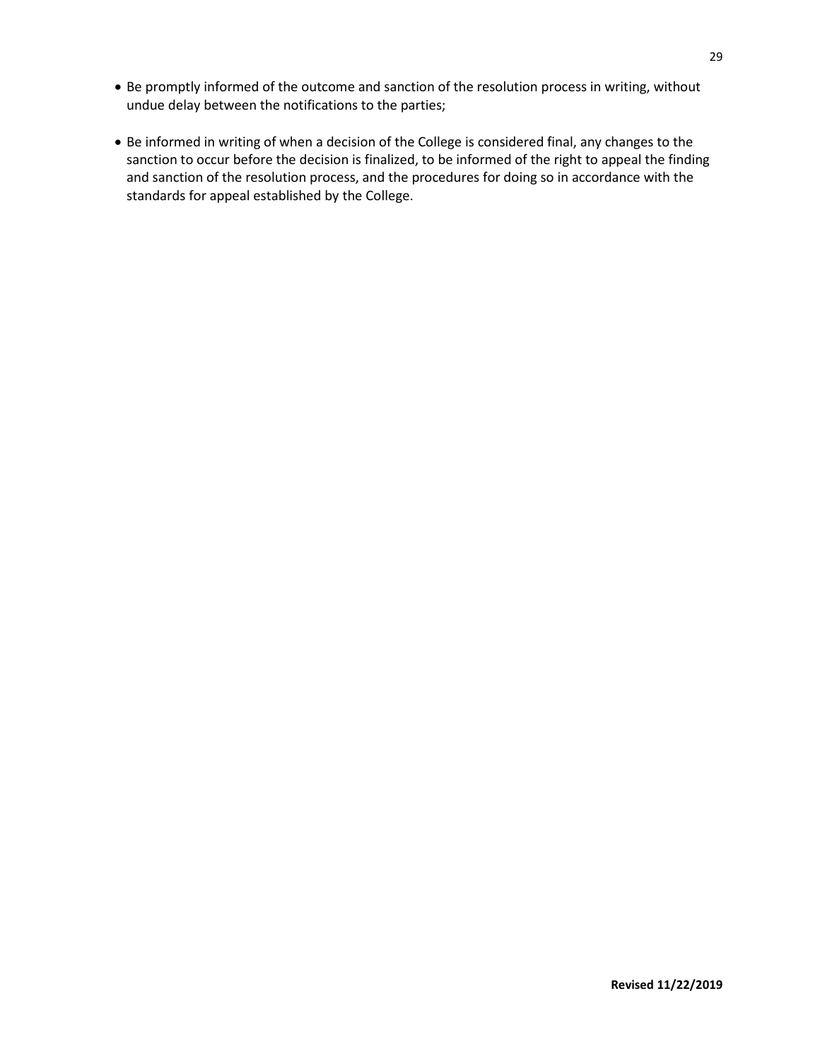- Be promptly informed of the outcome and sanction of the resolution process in writing, without undue delay between the notifications to the parties;

- Be informed in writing of when a decision of the College is considered final, any changes to the sanction to occur before the decision is finalized, to be informed of the right to appeal the finding and sanction of the resolution process, and the procedures for doing so in accordance with the standards for appeal established by the College.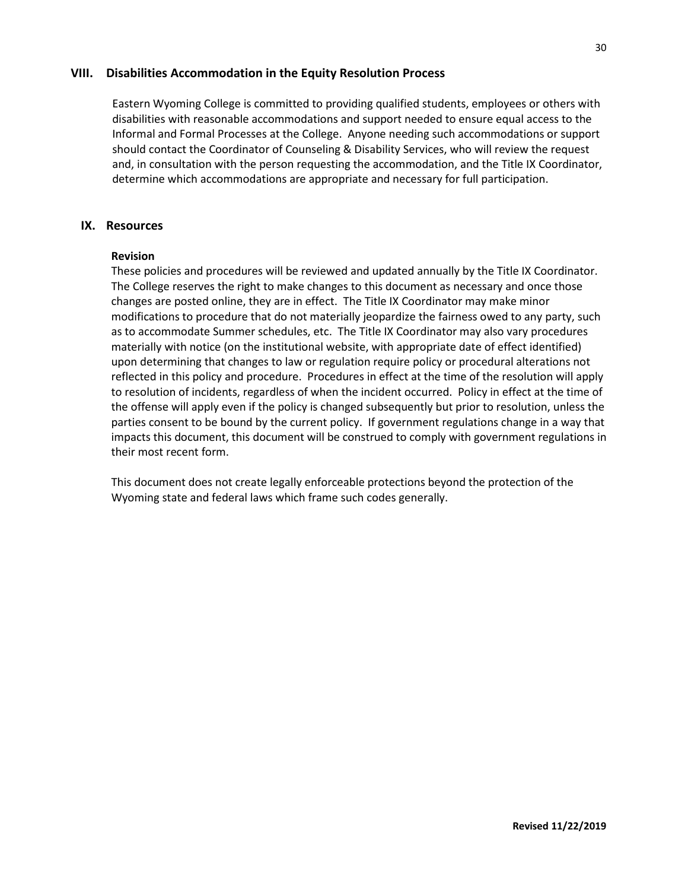## VIII. Disabilities Accommodation in the Equity Resolution Process

Eastern Wyoming College is committed to providing qualified students, employees or others with disabilities with reasonable accommodations and support needed to ensure equal access to the Informal and Formal Processes at the College. Anyone needing such accommodations or support should contact the Coordinator of Counseling & Disability Services, who will review the request and, in consultation with the person requesting the accommodation, and the Title IX Coordinator, determine which accommodations are appropriate and necessary for full participation.

## IX. Resources

**Revision**

These policies and procedures will be reviewed and updated annually by the Title IX Coordinator. The College reserves the right to make changes to this document as necessary and once those changes are posted online, they are in effect. The Title IX Coordinator may make minor modifications to procedure that do not materially jeopardize the fairness owed to any party, such as to accommodate Summer schedules, etc. The Title IX Coordinator may also vary procedures materially with notice (on the institutional website, with appropriate date of effect identified) upon determining that changes to law or regulation require policy or procedural alterations not reflected in this policy and procedure. Procedures in effect at the time of the resolution will apply to resolution of incidents, regardless of when the incident occurred. Policy in effect at the time of the offense will apply even if the policy is changed subsequently but prior to resolution, unless the parties consent to be bound by the current policy. If government regulations change in a way that impacts this document, this document will be construed to comply with government regulations in their most recent form.

This document does not create legally enforceable protections beyond the protection of the Wyoming state and federal laws which frame such codes generally.

**Revised 11/22/2019**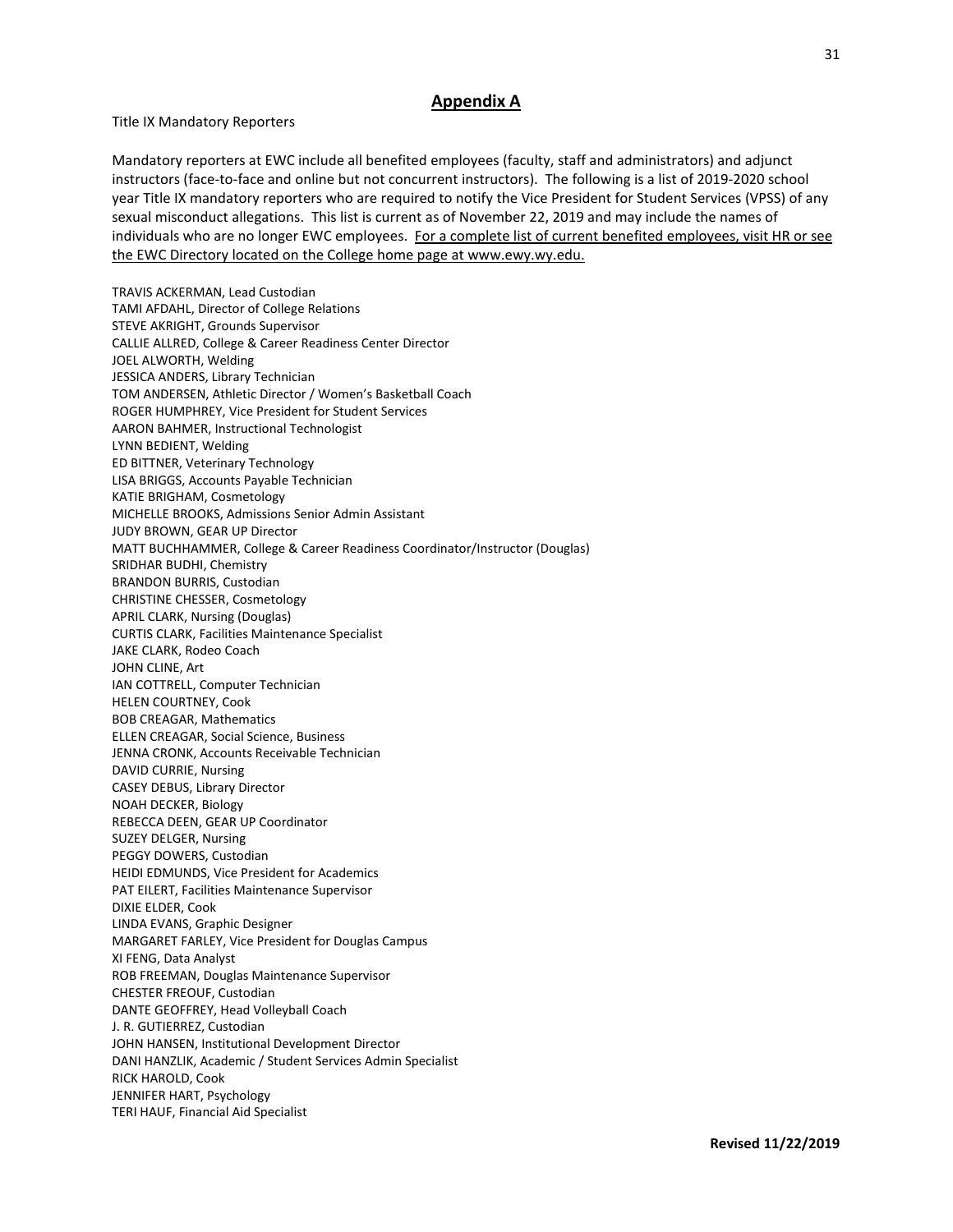## Appendix A

Title IX Mandatory Reporters

Mandatory reporters at EWC include all benefited employees (faculty, staff and administrators) and adjunct instructors (face-to-face and online but not concurrent instructors). The following is a list of 2019-2020 school year Title IX mandatory reporters who are required to notify the Vice President for Student Services (VPSS) of any sexual misconduct allegations. This list is current as of November 22, 2019 and may include the names of individuals who are no longer EWC employees. For a complete list of current benefited employees, visit HR or see the EWC Directory located on the College home page at www.ewy.wy.edu.

TRAVIS ACKERMAN, Lead Custodian
TAMI AFDAHL, Director of College Relations
STEVE AKRIGHT, Grounds Supervisor
CALLIE ALLRED, College & Career Readiness Center Director
JOEL ALWORTH, Welding
JESSICA ANDERS, Library Technician
TOM ANDERSEN, Athletic Director / Women's Basketball Coach
ROGER HUMPHREY, Vice President for Student Services
AARON BAHMER, Instructional Technologist
LYNN BEDIENT, Welding
ED BITTNER, Veterinary Technology
LISA BRIGGS, Accounts Payable Technician
KATIE BRIGHAM, Cosmetology
MICHELLE BROOKS, Admissions Senior Admin Assistant
JUDY BROWN, GEAR UP Director
MATT BUCHHAMMER, College & Career Readiness Coordinator/Instructor (Douglas)
SRIDHAR BUDHI, Chemistry
BRANDON BURRIS, Custodian
CHRISTINE CHESSER, Cosmetology
APRIL CLARK, Nursing (Douglas)
CURTIS CLARK, Facilities Maintenance Specialist
JAKE CLARK, Rodeo Coach
JOHN CLINE, Art
IAN COTTRELL, Computer Technician
HELEN COURTNEY, Cook
BOB CREAGAR, Mathematics
ELLEN CREAGAR, Social Science, Business
JENNA CRONK, Accounts Receivable Technician
DAVID CURRIE, Nursing
CASEY DEBUS, Library Director
NOAH DECKER, Biology
REBECCA DEEN, GEAR UP Coordinator
SUZEY DELGER, Nursing
PEGGY DOWERS, Custodian
HEIDI EDMUNDS, Vice President for Academics
PAT EILERT, Facilities Maintenance Supervisor
DIXIE ELDER, Cook
LINDA EVANS, Graphic Designer
MARGARET FARLEY, Vice President for Douglas Campus
XI FENG, Data Analyst
ROB FREEMAN, Douglas Maintenance Supervisor
CHESTER FREOUF, Custodian
DANTE GEOFFREY, Head Volleyball Coach
J. R. GUTIERREZ, Custodian
JOHN HANSEN, Institutional Development Director
DANI HANZLIK, Academic / Student Services Admin Specialist
RICK HAROLD, Cook
JENNIFER HART, Psychology
TERI HAUF, Financial Aid Specialist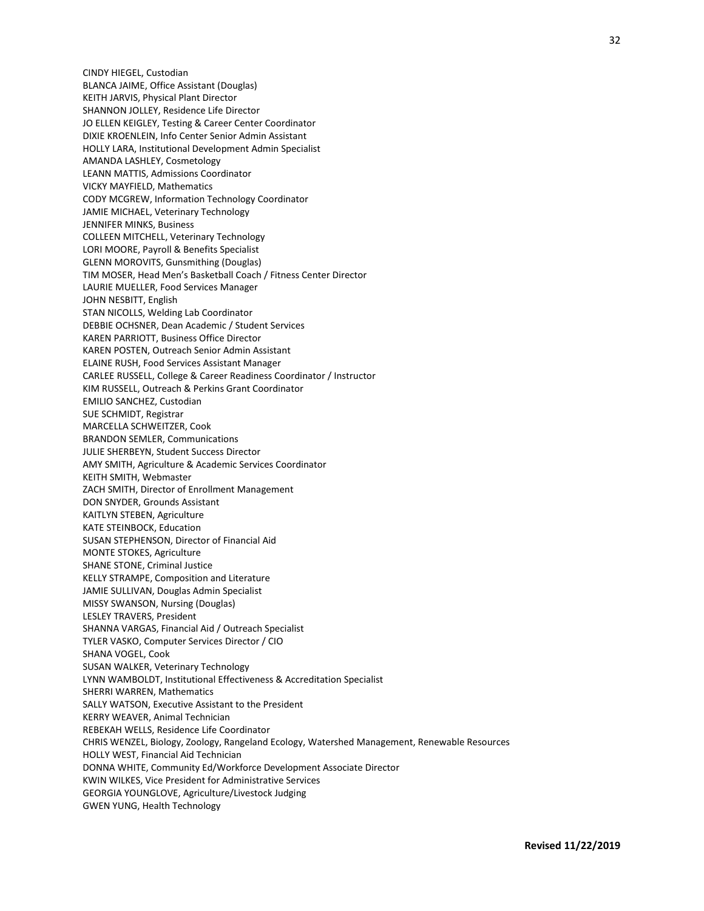CINDY HIEGEL, Custodian
BLANCA JAIME, Office Assistant (Douglas)
KEITH JARVIS, Physical Plant Director
SHANNON JOLLEY, Residence Life Director
JO ELLEN KEIGLEY, Testing & Career Center Coordinator
DIXIE KROENLEIN, Info Center Senior Admin Assistant
HOLLY LARA, Institutional Development Admin Specialist
AMANDA LASHLEY, Cosmetology
LEANN MATTIS, Admissions Coordinator
VICKY MAYFIELD, Mathematics
CODY MCGREW, Information Technology Coordinator
JAMIE MICHAEL, Veterinary Technology
JENNIFER MINKS, Business
COLLEEN MITCHELL, Veterinary Technology
LORI MOORE, Payroll & Benefits Specialist
GLENN MOROVITS, Gunsmithing (Douglas)
TIM MOSER, Head Men's Basketball Coach / Fitness Center Director
LAURIE MUELLER, Food Services Manager
JOHN NESBITT, English
STAN NICOLLS, Welding Lab Coordinator
DEBBIE OCHSNER, Dean Academic / Student Services
KAREN PARRIOTT, Business Office Director
KAREN POSTEN, Outreach Senior Admin Assistant
ELAINE RUSH, Food Services Assistant Manager
CARLEE RUSSELL, College & Career Readiness Coordinator / Instructor
KIM RUSSELL, Outreach & Perkins Grant Coordinator
EMILIO SANCHEZ, Custodian
SUE SCHMIDT, Registrar
MARCELLA SCHWEITZER, Cook
BRANDON SEMLER, Communications
JULIE SHERBEYN, Student Success Director
AMY SMITH, Agriculture & Academic Services Coordinator
KEITH SMITH, Webmaster
ZACH SMITH, Director of Enrollment Management
DON SNYDER, Grounds Assistant
KAITLYN STEBEN, Agriculture
KATE STEINBOCK, Education
SUSAN STEPHENSON, Director of Financial Aid
MONTE STOKES, Agriculture
SHANE STONE, Criminal Justice
KELLY STRAMPE, Composition and Literature
JAMIE SULLIVAN, Douglas Admin Specialist
MISSY SWANSON, Nursing (Douglas)
LESLEY TRAVERS, President
SHANNA VARGAS, Financial Aid / Outreach Specialist
TYLER VASKO, Computer Services Director / CIO
SHANA VOGEL, Cook
SUSAN WALKER, Veterinary Technology
LYNN WAMBOLDT, Institutional Effectiveness & Accreditation Specialist
SHERRI WARREN, Mathematics
SALLY WATSON, Executive Assistant to the President
KERRY WEAVER, Animal Technician
REBEKAH WELLS, Residence Life Coordinator
CHRIS WENZEL, Biology, Zoology, Rangeland Ecology, Watershed Management, Renewable Resources
HOLLY WEST, Financial Aid Technician
DONNA WHITE, Community Ed/Workforce Development Associate Director
KWIN WILKES, Vice President for Administrative Services
GEORGIA YOUNGLOVE, Agriculture/Livestock Judging
GWEN YUNG, Health Technology

**Revised 11/22/2019**